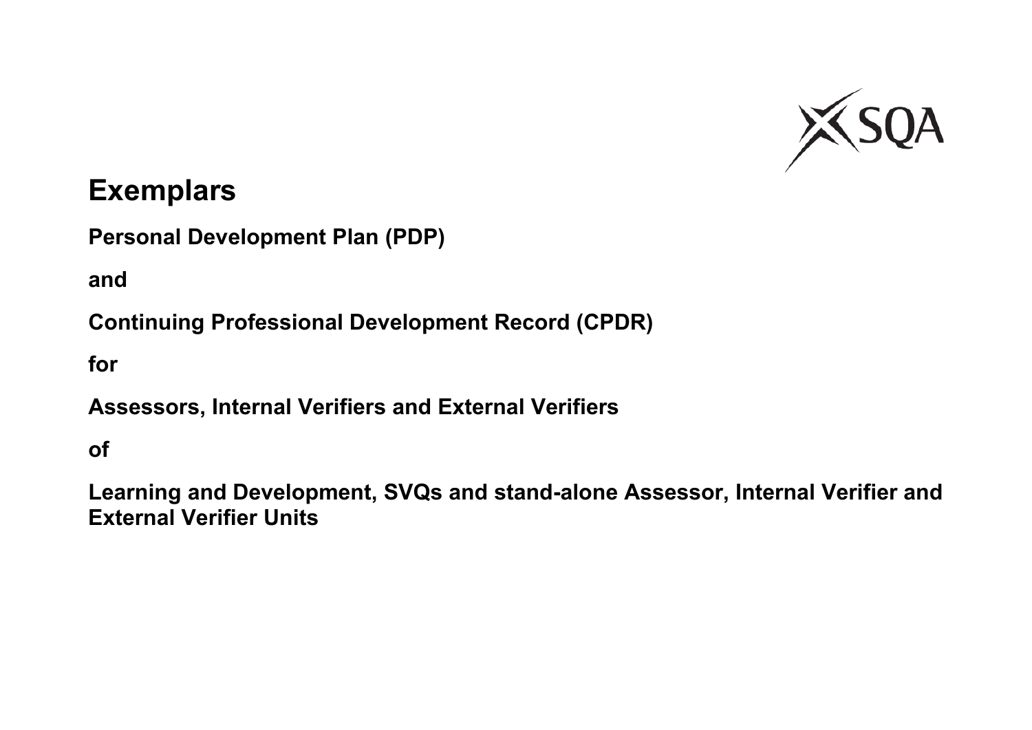# Exemplars

**Personal Development Plan (PDP)**

**and**

**Continuing Professional Development Record (CPDR)**

**for**

**Assessors, Internal Verifiers and External Verifiers**

**of**

**Learning and Development, SVQs and stand-alone Assessor, Internal Verifier and External Verifier Units**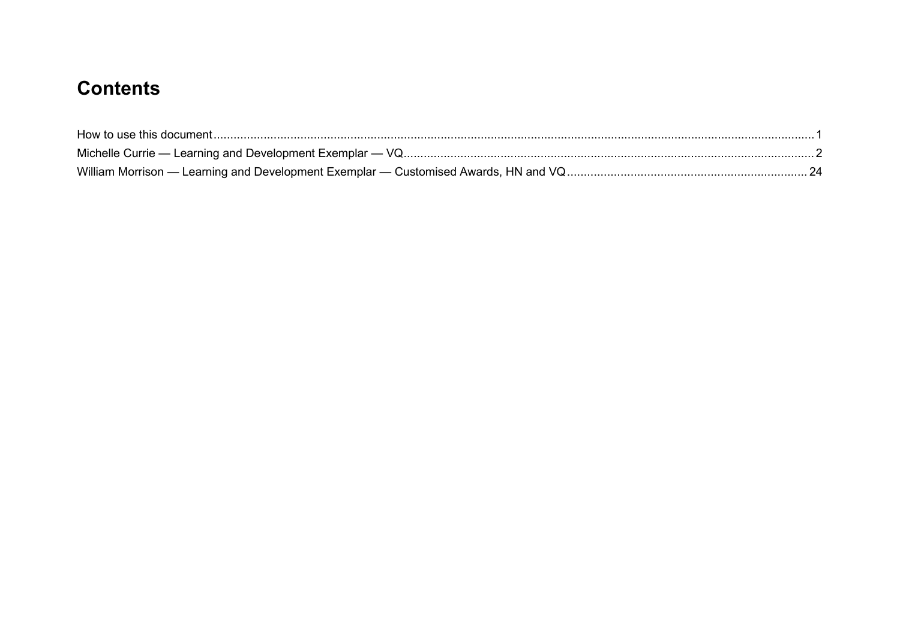# Contents

How to use this document ........ 1
Michelle Currie — Learning and Development Exemplar — VQ ........ 2
William Morrison — Learning and Development Exemplar — Customised Awards, HN and VQ ........ 24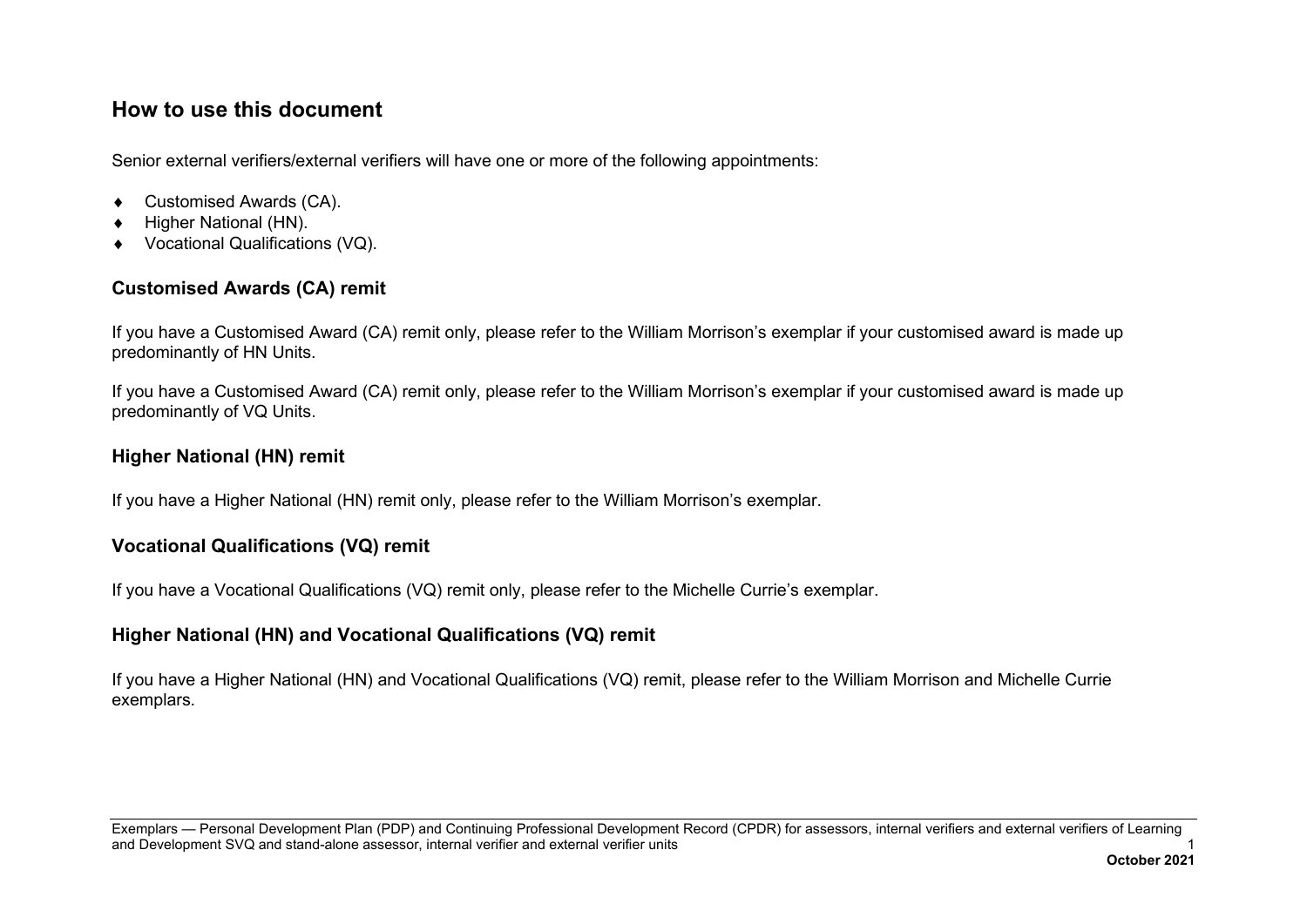## How to use this document

Senior external verifiers/external verifiers will have one or more of the following appointments:

- Customised Awards (CA).
- Higher National (HN).
- Vocational Qualifications (VQ).

### Customised Awards (CA) remit

If you have a Customised Award (CA) remit only, please refer to the William Morrison’s exemplar if your customised award is made up predominantly of HN Units.

If you have a Customised Award (CA) remit only, please refer to the William Morrison’s exemplar if your customised award is made up predominantly of VQ Units.

### Higher National (HN) remit

If you have a Higher National (HN) remit only, please refer to the William Morrison’s exemplar.

### Vocational Qualifications (VQ) remit

If you have a Vocational Qualifications (VQ) remit only, please refer to the Michelle Currie’s exemplar.

### Higher National (HN) and Vocational Qualifications (VQ) remit

If you have a Higher National (HN) and Vocational Qualifications (VQ) remit, please refer to the William Morrison and Michelle Currie exemplars.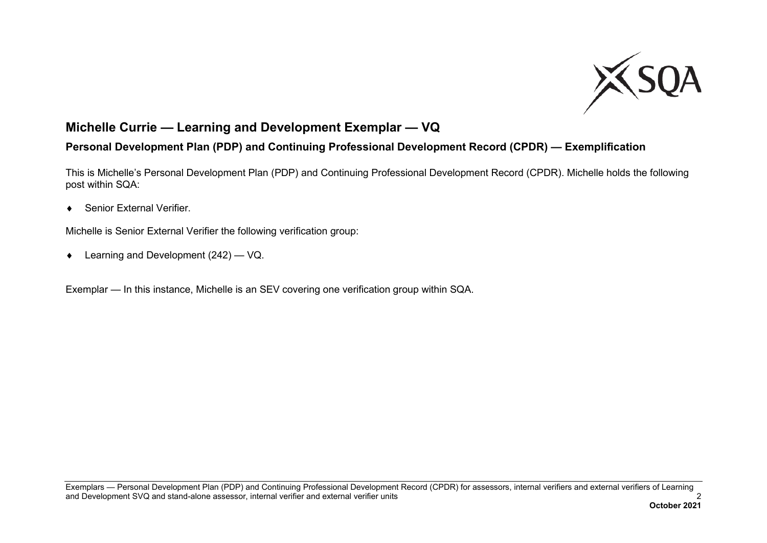# Michelle Currie — Learning and Development Exemplar — VQ

## Personal Development Plan (PDP) and Continuing Professional Development Record (CPDR) — Exemplification

This is Michelle's Personal Development Plan (PDP) and Continuing Professional Development Record (CPDR). Michelle holds the following post within SQA:

- Senior External Verifier.

Michelle is Senior External Verifier the following verification group:

- Learning and Development (242) — VQ.

Exemplar — In this instance, Michelle is an SEV covering one verification group within SQA.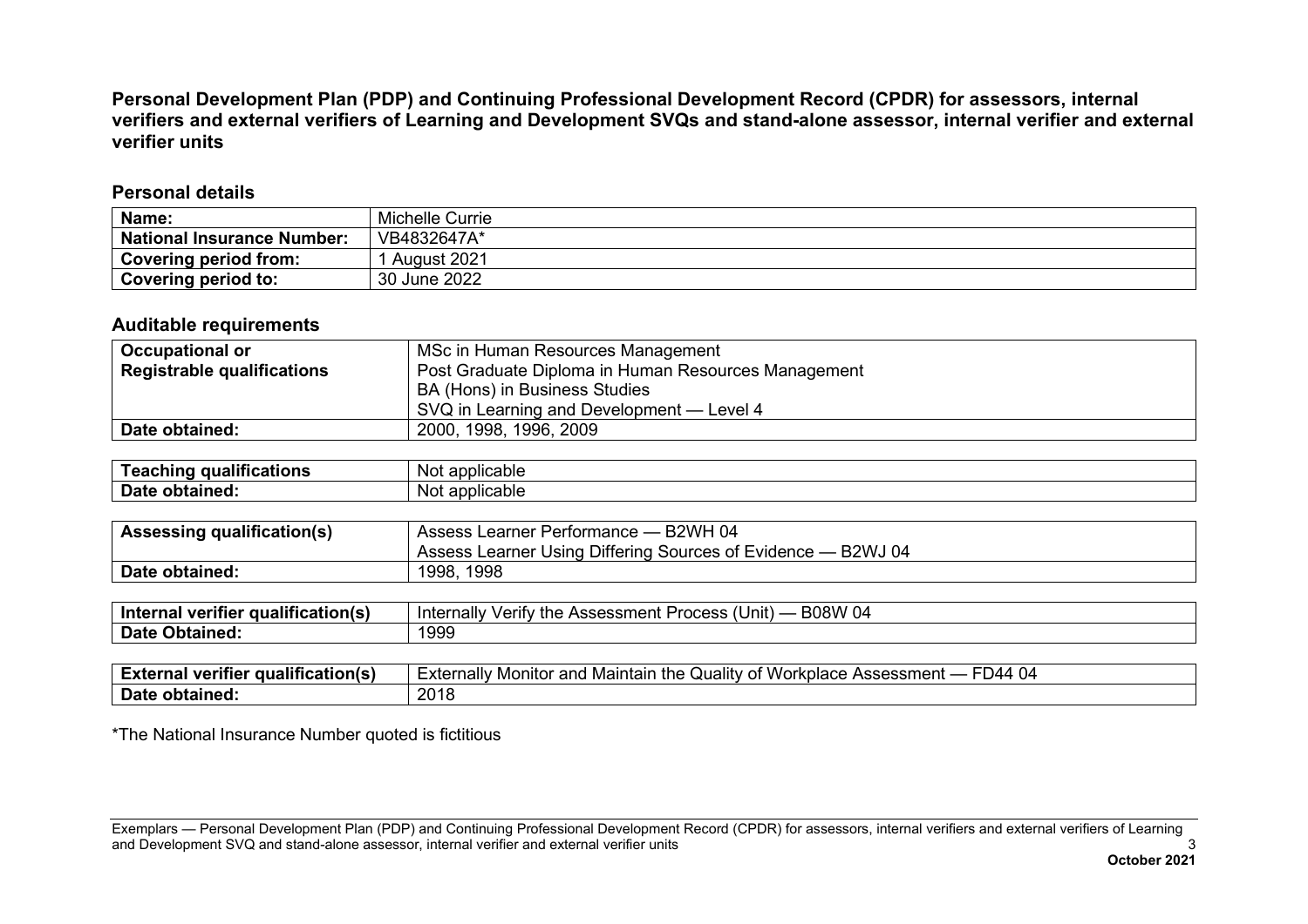**Personal Development Plan (PDP) and Continuing Professional Development Record (CPDR) for assessors, internal verifiers and external verifiers of Learning and Development SVQs and stand-alone assessor, internal verifier and external verifier units**

## Personal details

| **Name:** | Michelle Currie |
|---|---|
| **National Insurance Number:** | VB4832647A* |
| **Covering period from:** | 1 August 2021 |
| **Covering period to:** | 30 June 2022 |

## Auditable requirements

| **Occupational or Registrable qualifications** | MSc in Human Resources Management<br>Post Graduate Diploma in Human Resources Management<br>BA (Hons) in Business Studies<br>SVQ in Learning and Development — Level 4 |
|---|---|
| **Date obtained:** | 2000, 1998, 1996, 2009 |

| **Teaching qualifications** | Not applicable |
|---|---|
| **Date obtained:** | Not applicable |

| **Assessing qualification(s)** | Assess Learner Performance — B2WH 04<br>Assess Learner Using Differing Sources of Evidence — B2WJ 04 |
|---|---|
| **Date obtained:** | 1998, 1998 |

| **Internal verifier qualification(s)** | Internally Verify the Assessment Process (Unit) — B08W 04 |
|---|---|
| **Date Obtained:** | 1999 |

| **External verifier qualification(s)** | Externally Monitor and Maintain the Quality of Workplace Assessment — FD44 04 |
|---|---|
| **Date obtained:** | 2018 |

*The National Insurance Number quoted is fictitious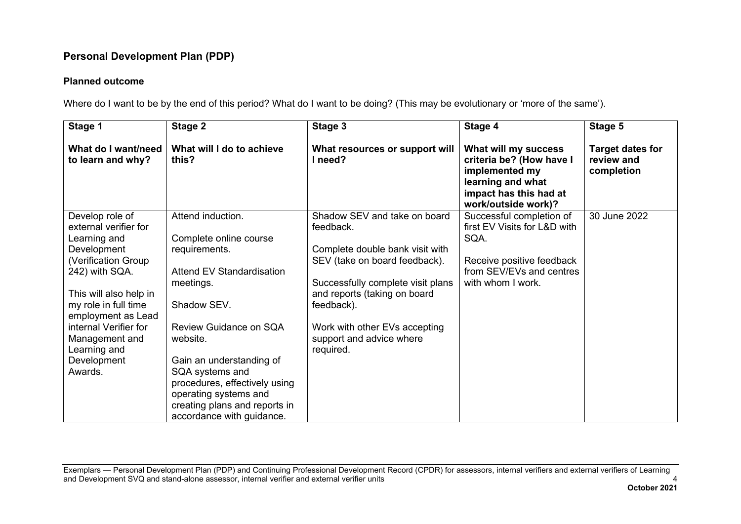## Personal Development Plan (PDP)

### Planned outcome

Where do I want to be by the end of this period? What do I want to be doing? (This may be evolutionary or 'more of the same').

| Stage 1<br><br>**What do I want/need to learn and why?** | Stage 2<br><br>**What will I do to achieve this?** | Stage 3<br><br>**What resources or support will I need?** | Stage 4<br><br>**What will my success criteria be? (How have I implemented my learning and what impact has this had at work/outside work)?** | Stage 5<br><br>**Target dates for review and completion** |
|---|---|---|---|---|
| Develop role of external verifier for Learning and Development (Verification Group 242) with SQA.<br><br>This will also help in my role in full time employment as Lead internal Verifier for Management and Learning and Development Awards. | Attend induction.<br><br>Complete online course requirements.<br><br>Attend EV Standardisation meetings.<br><br>Shadow SEV.<br><br>Review Guidance on SQA website.<br><br>Gain an understanding of SQA systems and procedures, effectively using operating systems and creating plans and reports in accordance with guidance. | Shadow SEV and take on board feedback.<br><br>Complete double bank visit with SEV (take on board feedback).<br><br>Successfully complete visit plans and reports (taking on board feedback).<br><br>Work with other EVs accepting support and advice where required. | Successful completion of first EV Visits for L&D with SQA.<br><br>Receive positive feedback from SEV/EVs and centres with whom I work. | 30 June 2022 |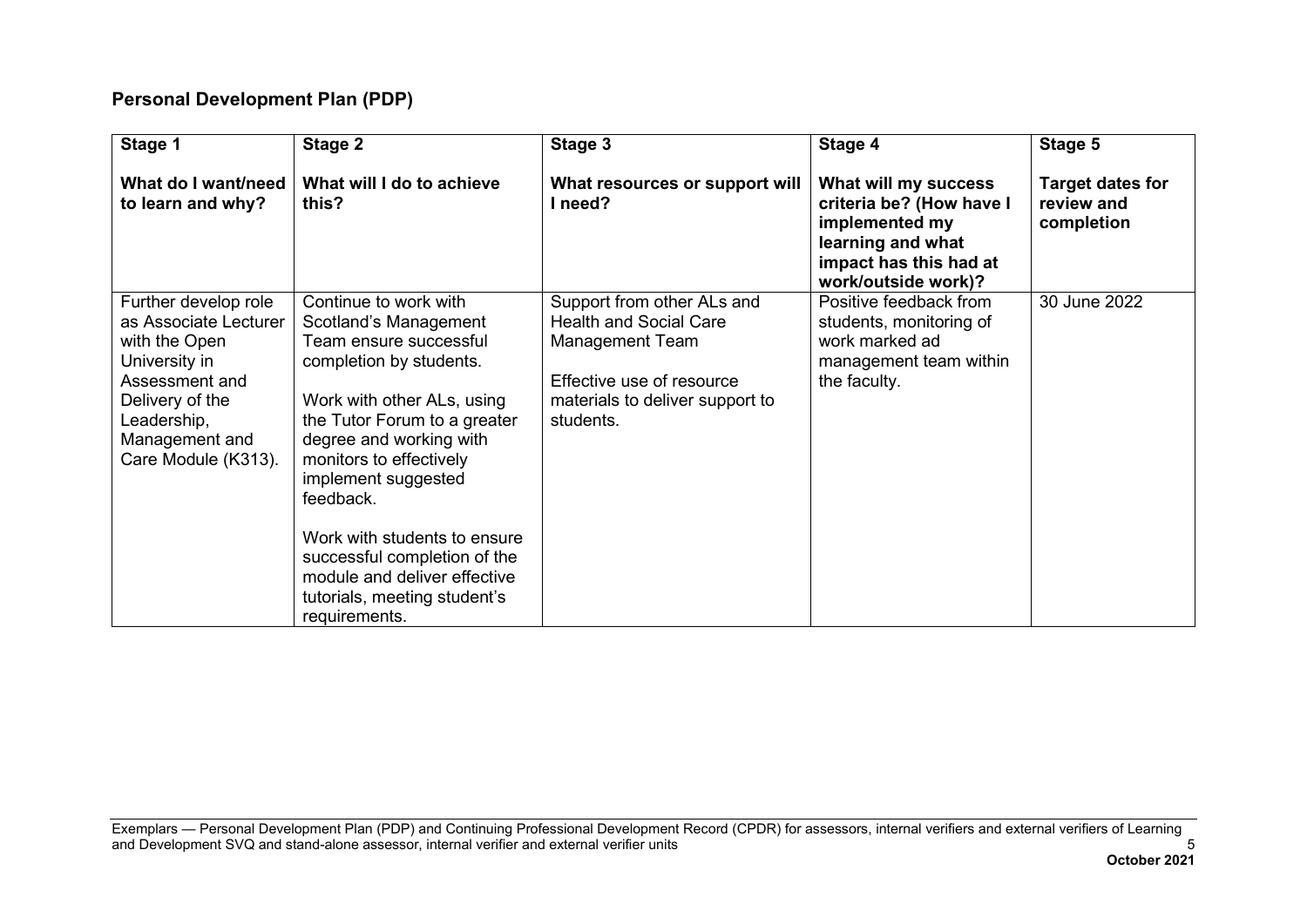## Personal Development Plan (PDP)

| Stage 1<br><br>What do I want/need to learn and why? | Stage 2<br><br>What will I do to achieve this? | Stage 3<br><br>What resources or support will I need? | Stage 4<br><br>What will my success criteria be? (How have I implemented my learning and what impact has this had at work/outside work)? | Stage 5<br><br>Target dates for review and completion |
|---|---|---|---|---|
| Further develop role as Associate Lecturer with the Open University in Assessment and Delivery of the Leadership, Management and Care Module (K313). | Continue to work with Scotland's Management Team ensure successful completion by students.<br><br>Work with other ALs, using the Tutor Forum to a greater degree and working with monitors to effectively implement suggested feedback.<br><br>Work with students to ensure successful completion of the module and deliver effective tutorials, meeting student's requirements. | Support from other ALs and Health and Social Care Management Team<br><br>Effective use of resource materials to deliver support to students. | Positive feedback from students, monitoring of work marked ad management team within the faculty. | 30 June 2022 |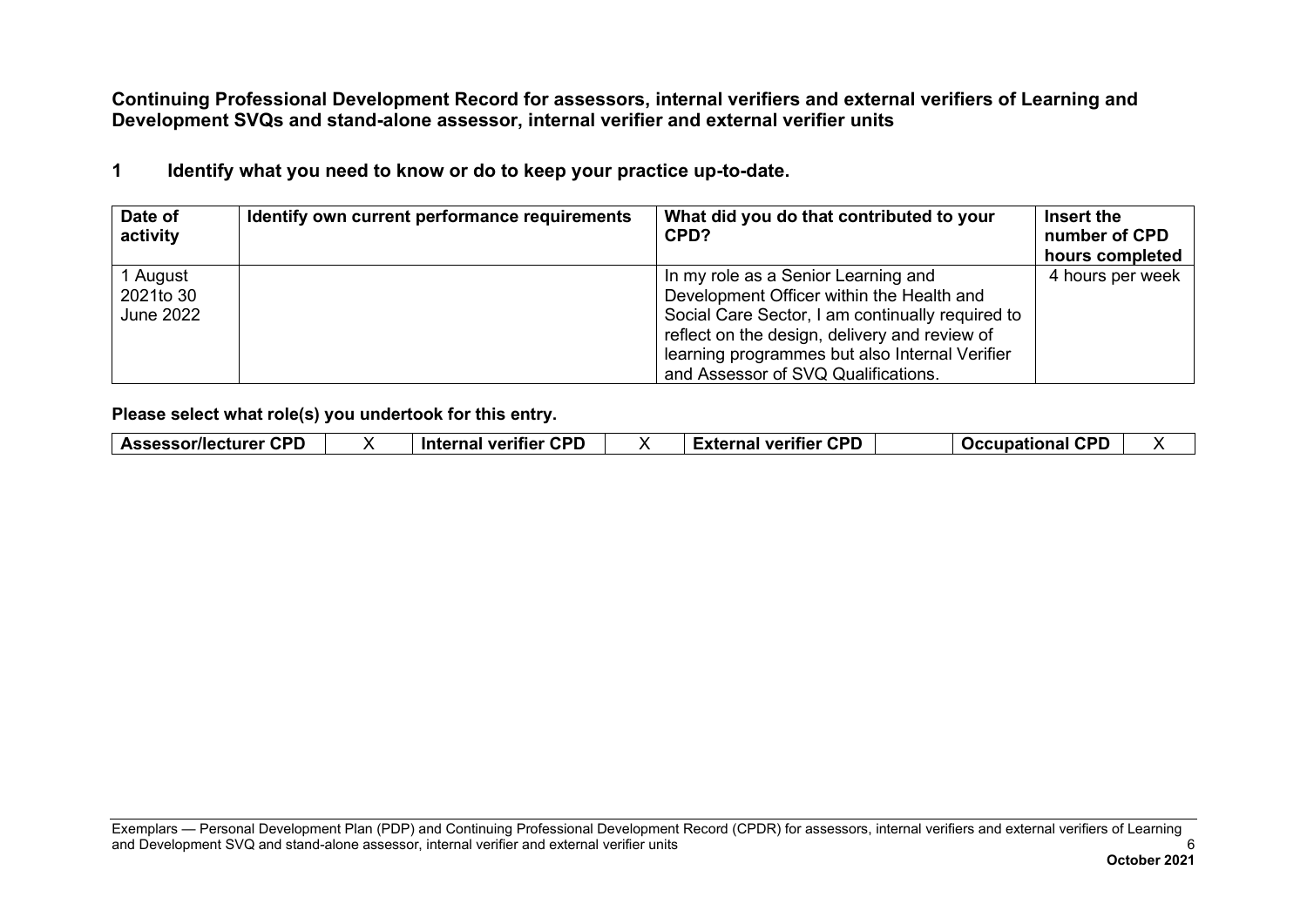**Continuing Professional Development Record for assessors, internal verifiers and external verifiers of Learning and Development SVQs and stand-alone assessor, internal verifier and external verifier units**

## 1 Identify what you need to know or do to keep your practice up-to-date.

| Date of activity | Identify own current performance requirements | What did you do that contributed to your CPD? | Insert the number of CPD hours completed |
|---|---|---|---|
| 1 August 2021to 30 June 2022 | | In my role as a Senior Learning and Development Officer within the Health and Social Care Sector, I am continually required to reflect on the design, delivery and review of learning programmes but also Internal Verifier and Assessor of SVQ Qualifications. | 4 hours per week |

**Please select what role(s) you undertook for this entry.**

| Assessor/lecturer CPD | X | Internal verifier CPD | X | External verifier CPD | | Occupational CPD | X |
|---|---|---|---|---|---|---|---|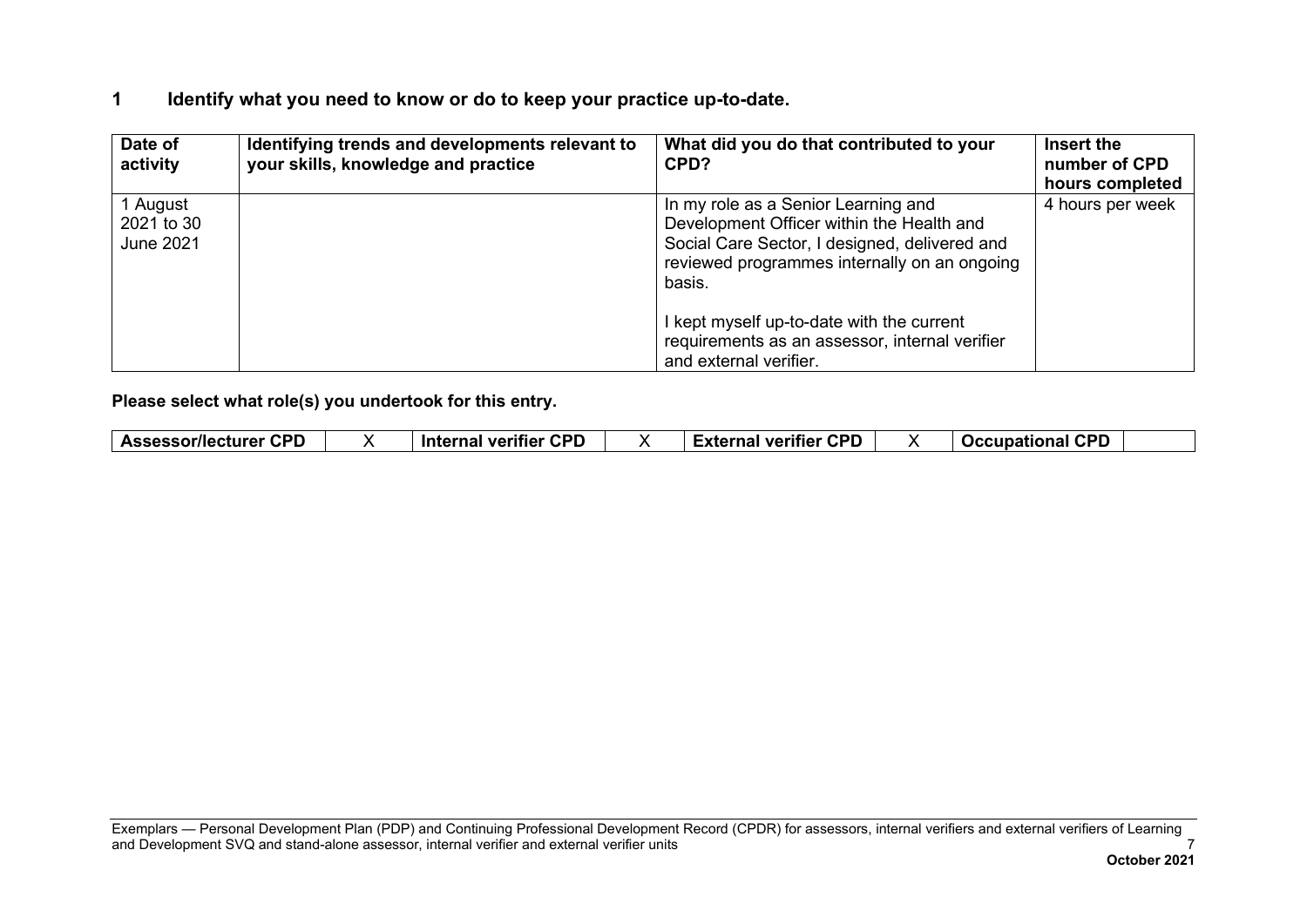## 1 Identify what you need to know or do to keep your practice up-to-date.

| Date of activity | Identifying trends and developments relevant to your skills, knowledge and practice | What did you do that contributed to your CPD? | Insert the number of CPD hours completed |
|---|---|---|---|
| 1 August 2021 to 30 June 2021 | | In my role as a Senior Learning and Development Officer within the Health and Social Care Sector, I designed, delivered and reviewed programmes internally on an ongoing basis.<br><br>I kept myself up-to-date with the current requirements as an assessor, internal verifier and external verifier. | 4 hours per week |

**Please select what role(s) you undertook for this entry.**

| Assessor/lecturer CPD | X | Internal verifier CPD | X | External verifier CPD | X | Occupational CPD | |
|---|---|---|---|---|---|---|---|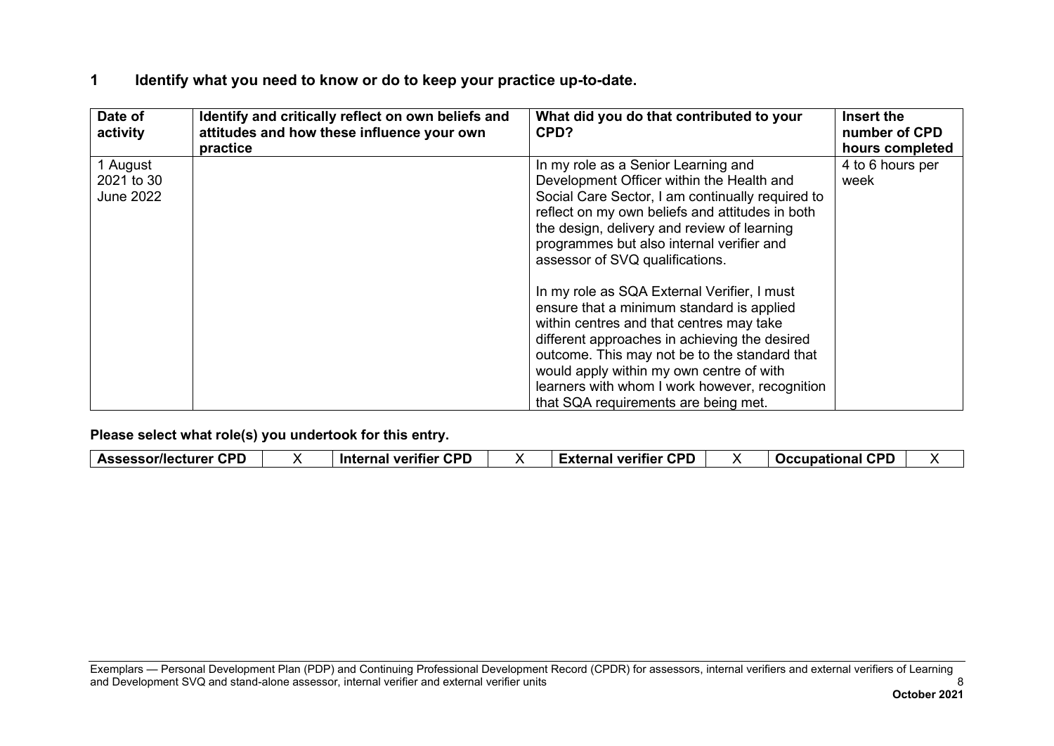## 1 Identify what you need to know or do to keep your practice up-to-date.

| Date of activity | Identify and critically reflect on own beliefs and attitudes and how these influence your own practice | What did you do that contributed to your CPD? | Insert the number of CPD hours completed |
|---|---|---|---|
| 1 August 2021 to 30 June 2022 | | In my role as a Senior Learning and Development Officer within the Health and Social Care Sector, I am continually required to reflect on my own beliefs and attitudes in both the design, delivery and review of learning programmes but also internal verifier and assessor of SVQ qualifications.<br><br>In my role as SQA External Verifier, I must ensure that a minimum standard is applied within centres and that centres may take different approaches in achieving the desired outcome. This may not be to the standard that would apply within my own centre of with learners with whom I work however, recognition that SQA requirements are being met. | 4 to 6 hours per week |

**Please select what role(s) you undertook for this entry.**

| Assessor/lecturer CPD | X | Internal verifier CPD | X | External verifier CPD | X | Occupational CPD | X |
|---|---|---|---|---|---|---|---|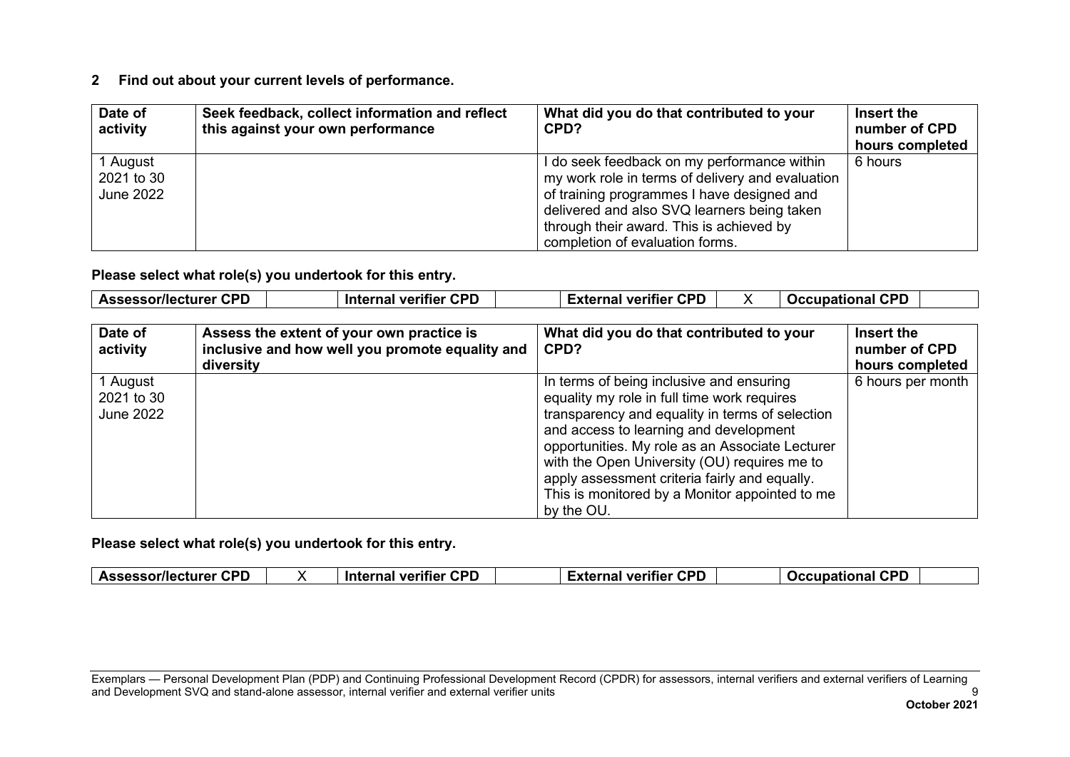## 2 Find out about your current levels of performance.

| Date of activity | Seek feedback, collect information and reflect this against your own performance | What did you do that contributed to your CPD? | Insert the number of CPD hours completed |
|---|---|---|---|
| 1 August 2021 to 30 June 2022 | | I do seek feedback on my performance within my work role in terms of delivery and evaluation of training programmes I have designed and delivered and also SVQ learners being taken through their award. This is achieved by completion of evaluation forms. | 6 hours |

**Please select what role(s) you undertook for this entry.**

| Assessor/lecturer CPD | | Internal verifier CPD | | External verifier CPD | X | Occupational CPD | |
|---|---|---|---|---|---|---|---|

| Date of activity | Assess the extent of your own practice is inclusive and how well you promote equality and diversity | What did you do that contributed to your CPD? | Insert the number of CPD hours completed |
|---|---|---|---|
| 1 August 2021 to 30 June 2022 | | In terms of being inclusive and ensuring equality my role in full time work requires transparency and equality in terms of selection and access to learning and development opportunities. My role as an Associate Lecturer with the Open University (OU) requires me to apply assessment criteria fairly and equally. This is monitored by a Monitor appointed to me by the OU. | 6 hours per month |

**Please select what role(s) you undertook for this entry.**

| Assessor/lecturer CPD | X | Internal verifier CPD | | External verifier CPD | | Occupational CPD | |
|---|---|---|---|---|---|---|---|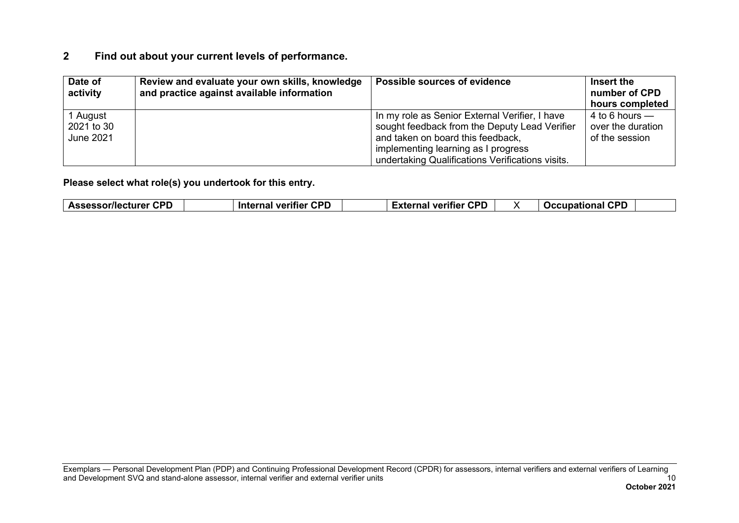## 2 Find out about your current levels of performance.

| Date of activity | Review and evaluate your own skills, knowledge and practice against available information | Possible sources of evidence | Insert the number of CPD hours completed |
|---|---|---|---|
| 1 August 2021 to 30 June 2021 | | In my role as Senior External Verifier, I have sought feedback from the Deputy Lead Verifier and taken on board this feedback, implementing learning as I progress undertaking Qualifications Verifications visits. | 4 to 6 hours — over the duration of the session |

**Please select what role(s) you undertook for this entry.**

| Assessor/lecturer CPD | | Internal verifier CPD | | External verifier CPD | X | Occupational CPD | |
|---|---|---|---|---|---|---|---|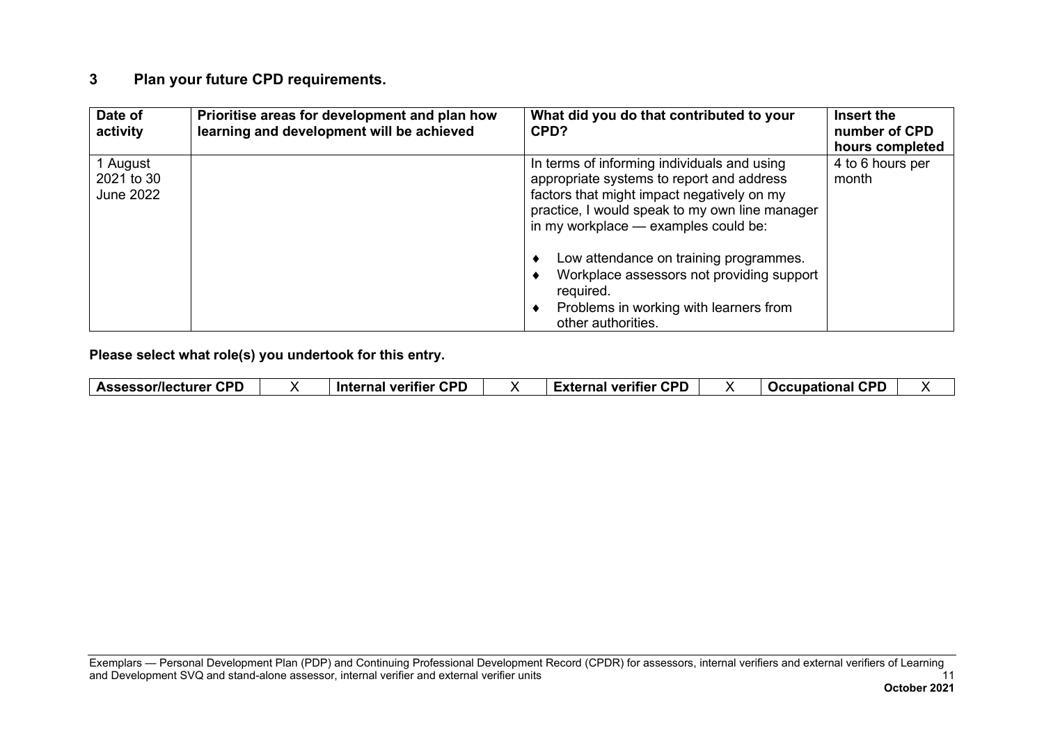## 3 Plan your future CPD requirements.

| Date of activity | Prioritise areas for development and plan how learning and development will be achieved | What did you do that contributed to your CPD? | Insert the number of CPD hours completed |
|---|---|---|---|
| 1 August 2021 to 30 June 2022 | | In terms of informing individuals and using appropriate systems to report and address factors that might impact negatively on my practice, I would speak to my own line manager in my workplace — examples could be:<br><br>♦ Low attendance on training programmes.<br>♦ Workplace assessors not providing support required.<br>♦ Problems in working with learners from other authorities. | 4 to 6 hours per month |

**Please select what role(s) you undertook for this entry.**

| Assessor/lecturer CPD | X | Internal verifier CPD | X | External verifier CPD | X | Occupational CPD | X |
|---|---|---|---|---|---|---|---|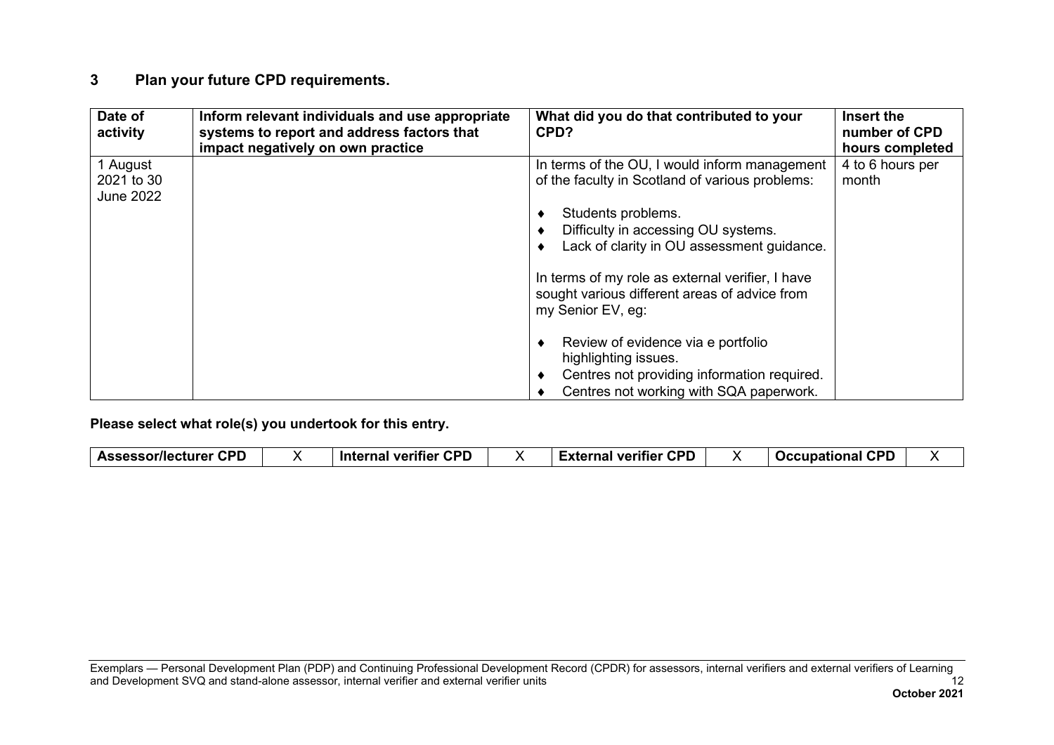## 3 Plan your future CPD requirements.

| Date of activity | Inform relevant individuals and use appropriate systems to report and address factors that impact negatively on own practice | What did you do that contributed to your CPD? | Insert the number of CPD hours completed |
| --- | --- | --- | --- |
| 1 August 2021 to 30 June 2022 | | In terms of the OU, I would inform management of the faculty in Scotland of various problems:<br><br>♦ Students problems.<br>♦ Difficulty in accessing OU systems.<br>♦ Lack of clarity in OU assessment guidance.<br><br>In terms of my role as external verifier, I have sought various different areas of advice from my Senior EV, eg:<br><br>♦ Review of evidence via e portfolio highlighting issues.<br>♦ Centres not providing information required.<br>♦ Centres not working with SQA paperwork. | 4 to 6 hours per month |

**Please select what role(s) you undertook for this entry.**

| Assessor/lecturer CPD | X | Internal verifier CPD | X | External verifier CPD | X | Occupational CPD | X |
| --- | --- | --- | --- | --- | --- | --- | --- |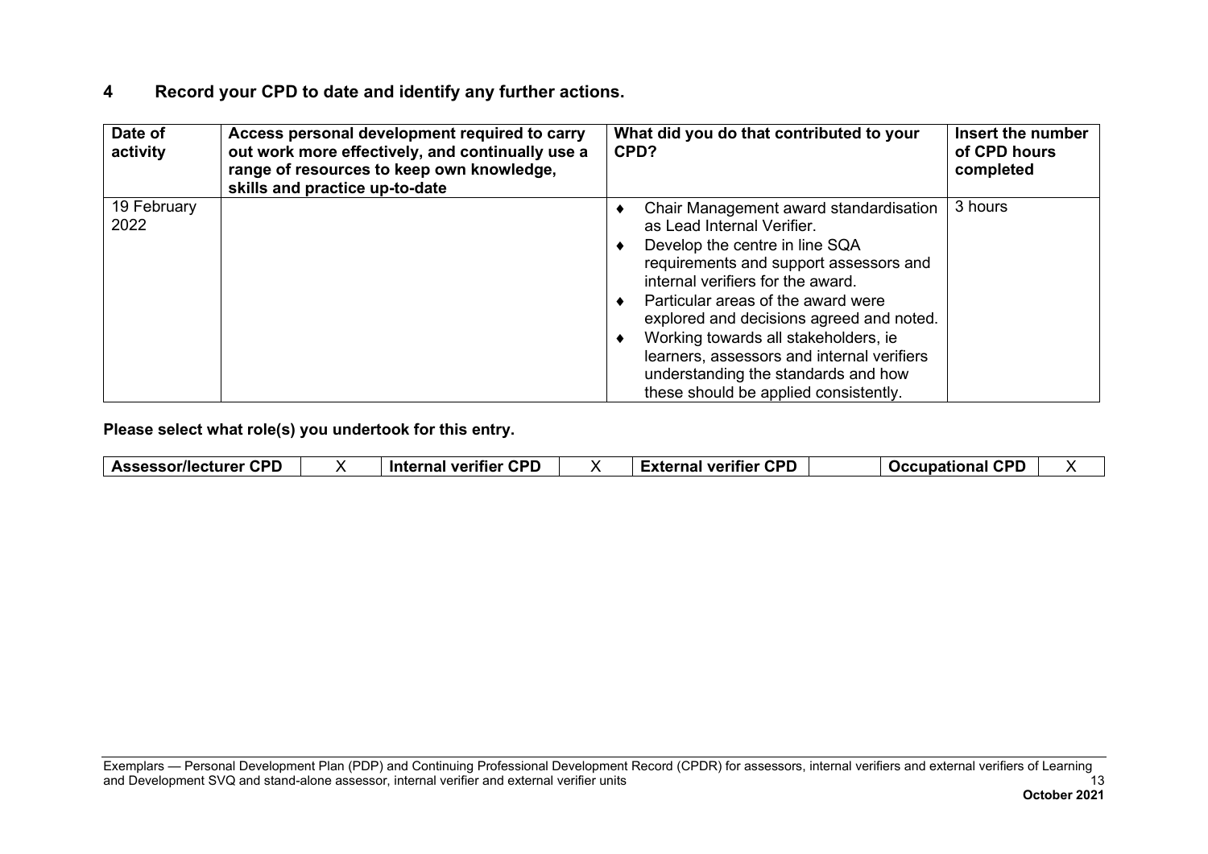## 4 Record your CPD to date and identify any further actions.

| Date of activity | Access personal development required to carry out work more effectively, and continually use a range of resources to keep own knowledge, skills and practice up-to-date | What did you do that contributed to your CPD? | Insert the number of CPD hours completed |
|---|---|---|---|
| 19 February 2022 | | ♦ Chair Management award standardisation as Lead Internal Verifier.<br>♦ Develop the centre in line SQA requirements and support assessors and internal verifiers for the award.<br>♦ Particular areas of the award were explored and decisions agreed and noted.<br>♦ Working towards all stakeholders, ie learners, assessors and internal verifiers understanding the standards and how these should be applied consistently. | 3 hours |

**Please select what role(s) you undertook for this entry.**

| Assessor/lecturer CPD | X | Internal verifier CPD | X | External verifier CPD | | Occupational CPD | X |
|---|---|---|---|---|---|---|---|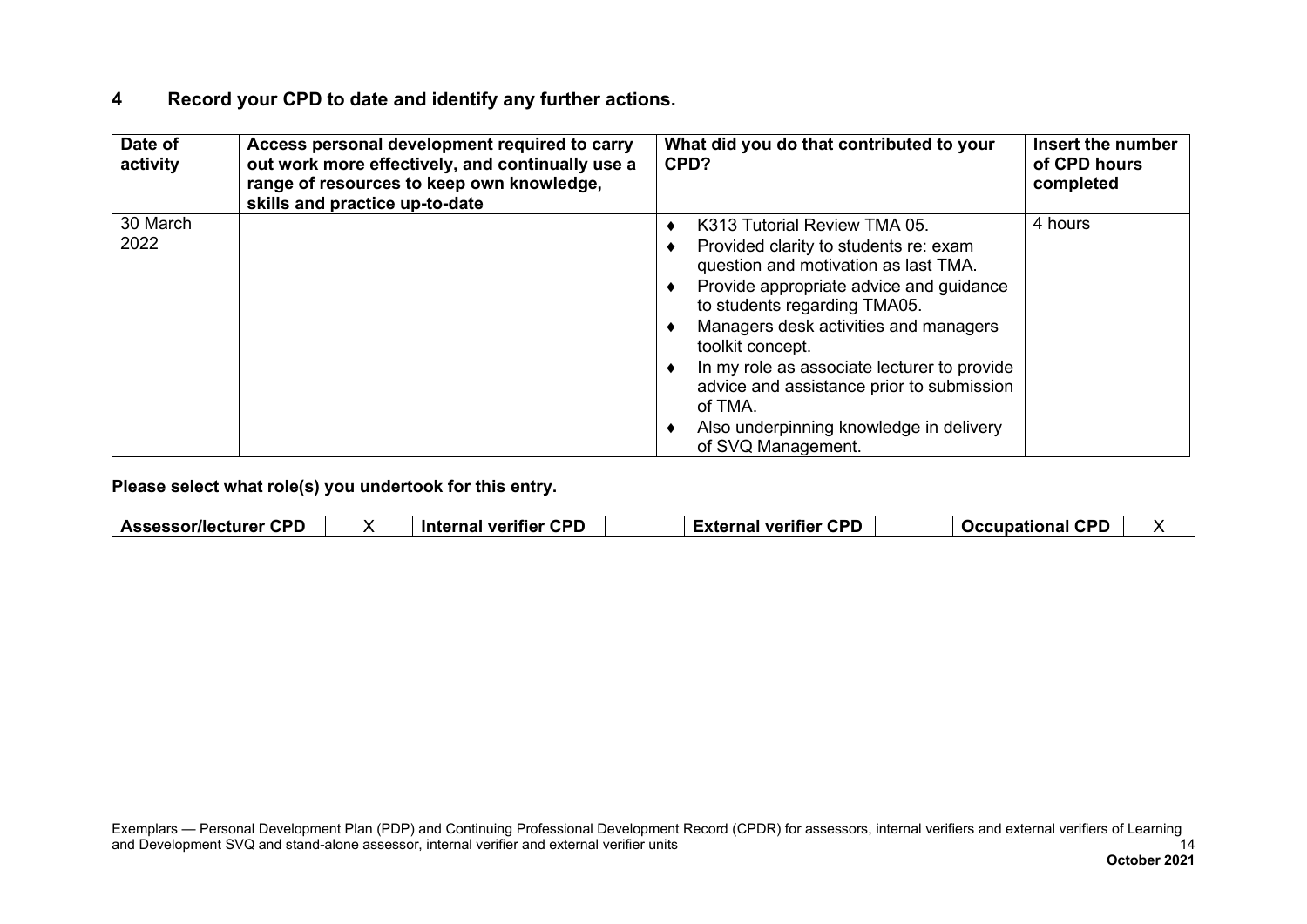## 4 Record your CPD to date and identify any further actions.

| Date of activity | Access personal development required to carry out work more effectively, and continually use a range of resources to keep own knowledge, skills and practice up-to-date | What did you do that contributed to your CPD? | Insert the number of CPD hours completed |
|---|---|---|---|
| 30 March 2022 | | ♦ K313 Tutorial Review TMA 05.<br>♦ Provided clarity to students re: exam question and motivation as last TMA.<br>♦ Provide appropriate advice and guidance to students regarding TMA05.<br>♦ Managers desk activities and managers toolkit concept.<br>♦ In my role as associate lecturer to provide advice and assistance prior to submission of TMA.<br>♦ Also underpinning knowledge in delivery of SVQ Management. | 4 hours |

**Please select what role(s) you undertook for this entry.**

| Assessor/lecturer CPD | X | Internal verifier CPD | | External verifier CPD | | Occupational CPD | X |
|---|---|---|---|---|---|---|---|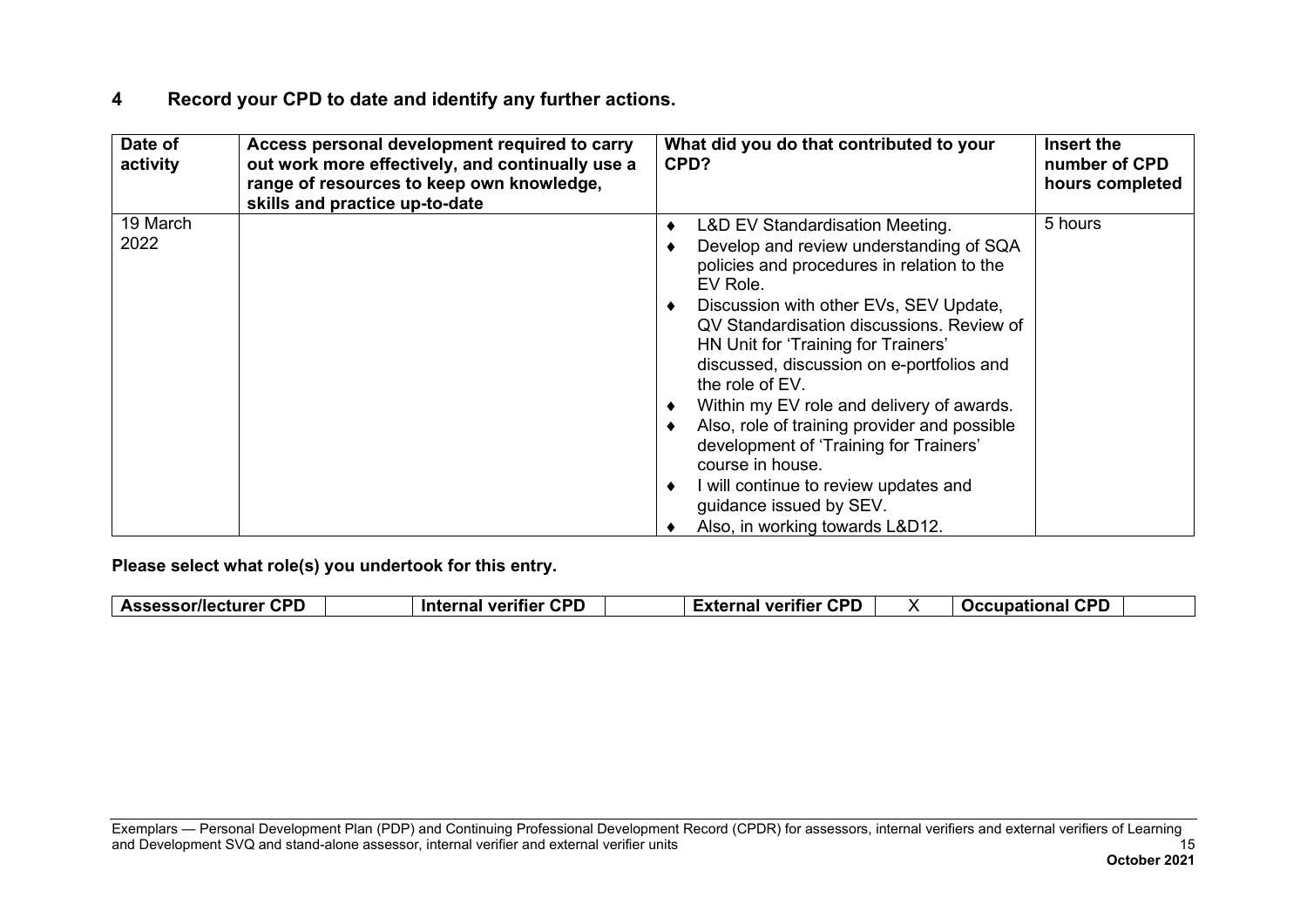## 4 Record your CPD to date and identify any further actions.

| Date of activity | Access personal development required to carry out work more effectively, and continually use a range of resources to keep own knowledge, skills and practice up-to-date | What did you do that contributed to your CPD? | Insert the number of CPD hours completed |
|---|---|---|---|
| 19 March 2022 | | ♦ L&D EV Standardisation Meeting.<br>♦ Develop and review understanding of SQA policies and procedures in relation to the EV Role.<br>♦ Discussion with other EVs, SEV Update, QV Standardisation discussions. Review of HN Unit for 'Training for Trainers' discussed, discussion on e-portfolios and the role of EV.<br>♦ Within my EV role and delivery of awards.<br>♦ Also, role of training provider and possible development of 'Training for Trainers' course in house.<br>♦ I will continue to review updates and guidance issued by SEV.<br>♦ Also, in working towards L&D12. | 5 hours |

**Please select what role(s) you undertook for this entry.**

| Assessor/lecturer CPD | | Internal verifier CPD | | External verifier CPD | X | Occupational CPD | |
|---|---|---|---|---|---|---|---|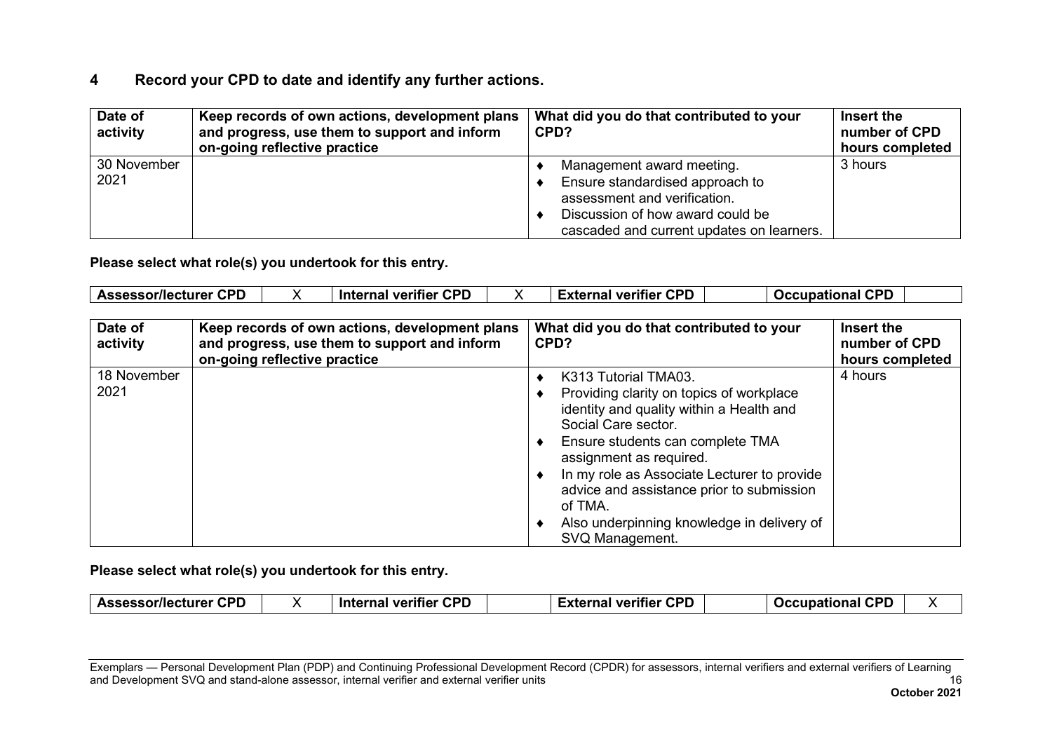## 4 Record your CPD to date and identify any further actions.

| Date of activity | Keep records of own actions, development plans and progress, use them to support and inform on-going reflective practice | What did you do that contributed to your CPD? | Insert the number of CPD hours completed |
|---|---|---|---|
| 30 November 2021 | | ♦ Management award meeting.<br>♦ Ensure standardised approach to assessment and verification.<br>♦ Discussion of how award could be cascaded and current updates on learners. | 3 hours |

**Please select what role(s) you undertook for this entry.**

| Assessor/lecturer CPD | X | Internal verifier CPD | X | External verifier CPD | | Occupational CPD | |
|---|---|---|---|---|---|---|---|

| Date of activity | Keep records of own actions, development plans and progress, use them to support and inform on-going reflective practice | What did you do that contributed to your CPD? | Insert the number of CPD hours completed |
|---|---|---|---|
| 18 November 2021 | | ♦ K313 Tutorial TMA03.<br>♦ Providing clarity on topics of workplace identity and quality within a Health and Social Care sector.<br>♦ Ensure students can complete TMA assignment as required.<br>♦ In my role as Associate Lecturer to provide advice and assistance prior to submission of TMA.<br>♦ Also underpinning knowledge in delivery of SVQ Management. | 4 hours |

**Please select what role(s) you undertook for this entry.**

| Assessor/lecturer CPD | X | Internal verifier CPD | | External verifier CPD | | Occupational CPD | X |
|---|---|---|---|---|---|---|---|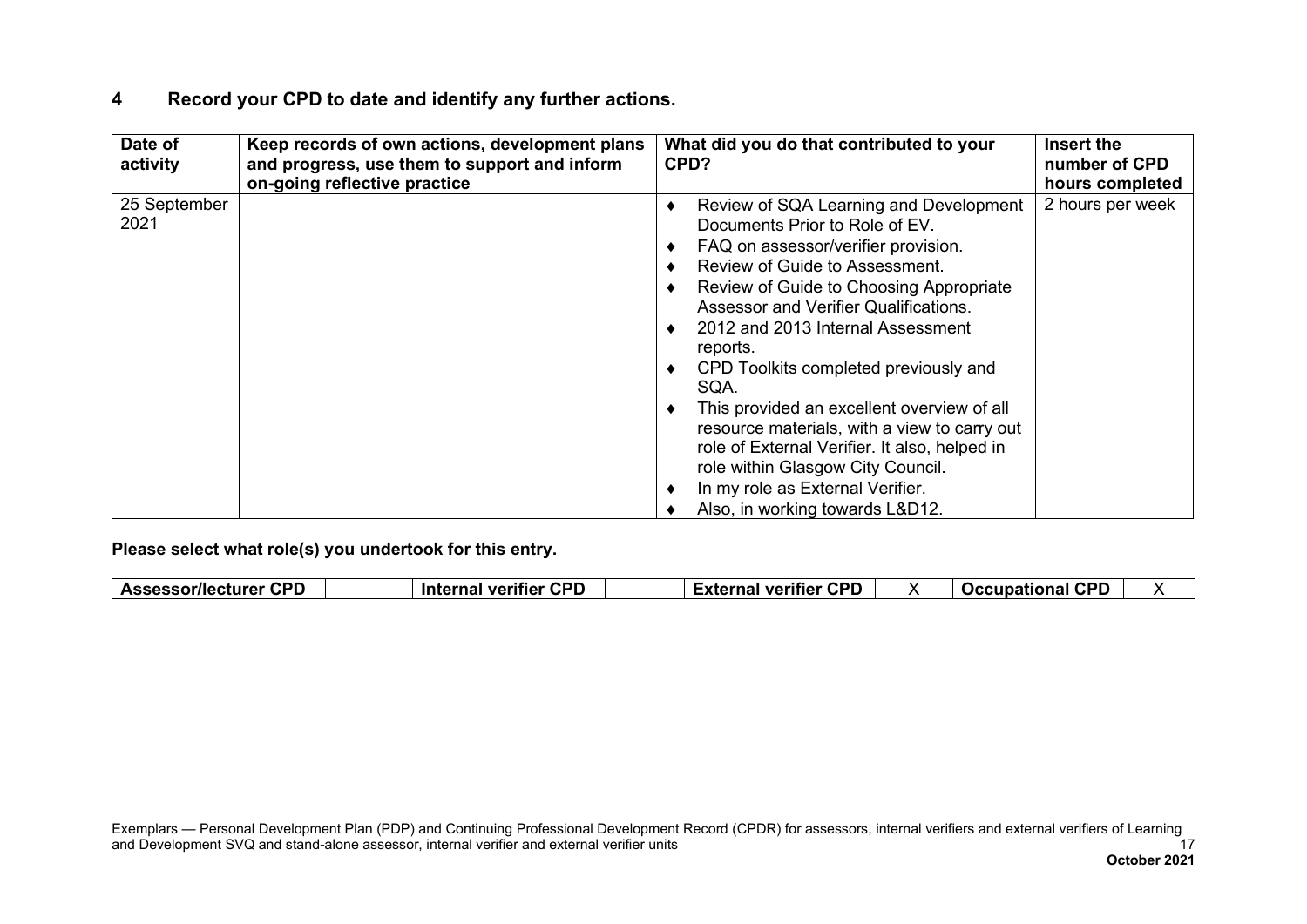## 4 Record your CPD to date and identify any further actions.

| Date of activity | Keep records of own actions, development plans and progress, use them to support and inform on-going reflective practice | What did you do that contributed to your CPD? | Insert the number of CPD hours completed |
|---|---|---|---|
| 25 September 2021 | | ♦ Review of SQA Learning and Development Documents Prior to Role of EV.<br>♦ FAQ on assessor/verifier provision.<br>♦ Review of Guide to Assessment.<br>♦ Review of Guide to Choosing Appropriate Assessor and Verifier Qualifications.<br>♦ 2012 and 2013 Internal Assessment reports.<br>♦ CPD Toolkits completed previously and SQA.<br>♦ This provided an excellent overview of all resource materials, with a view to carry out role of External Verifier. It also, helped in role within Glasgow City Council.<br>♦ In my role as External Verifier.<br>♦ Also, in working towards L&D12. | 2 hours per week |

**Please select what role(s) you undertook for this entry.**

| Assessor/lecturer CPD | | Internal verifier CPD | | External verifier CPD | X | Occupational CPD | X |
|---|---|---|---|---|---|---|---|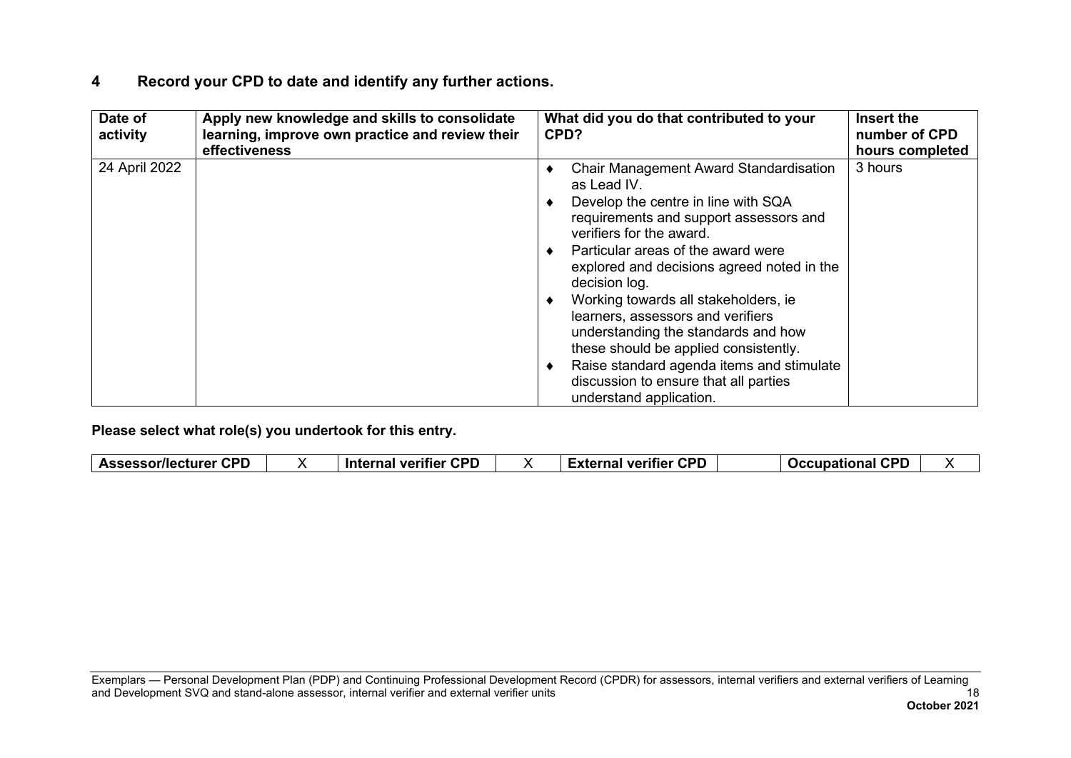## 4 Record your CPD to date and identify any further actions.

| Date of activity | Apply new knowledge and skills to consolidate learning, improve own practice and review their effectiveness | What did you do that contributed to your CPD? | Insert the number of CPD hours completed |
|---|---|---|---|
| 24 April 2022 | | ♦ Chair Management Award Standardisation as Lead IV.<br>♦ Develop the centre in line with SQA requirements and support assessors and verifiers for the award.<br>♦ Particular areas of the award were explored and decisions agreed noted in the decision log.<br>♦ Working towards all stakeholders, ie learners, assessors and verifiers understanding the standards and how these should be applied consistently.<br>♦ Raise standard agenda items and stimulate discussion to ensure that all parties understand application. | 3 hours |

**Please select what role(s) you undertook for this entry.**

| Assessor/lecturer CPD | X | Internal verifier CPD | X | External verifier CPD | | Occupational CPD | X |
|---|---|---|---|---|---|---|---|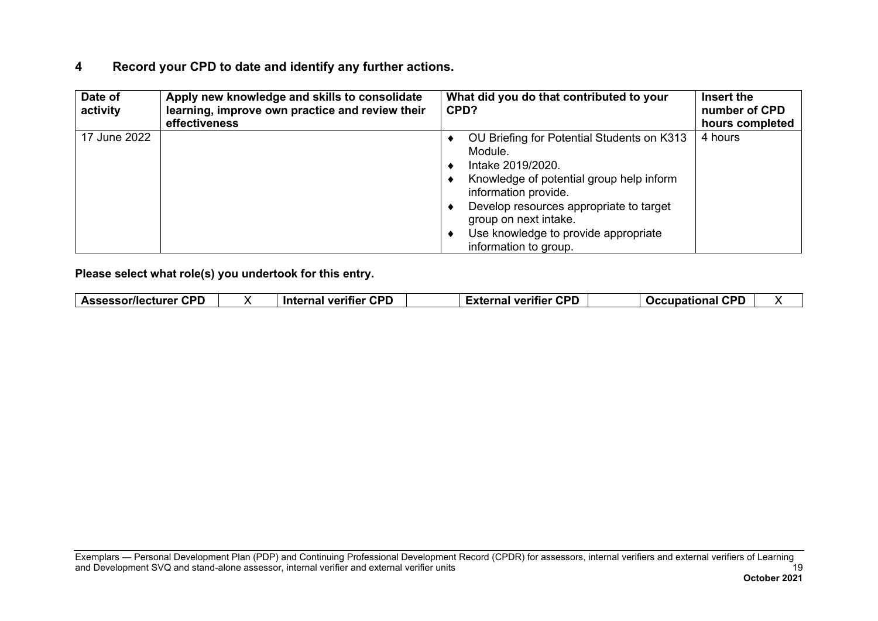## 4 Record your CPD to date and identify any further actions.

| Date of activity | Apply new knowledge and skills to consolidate learning, improve own practice and review their effectiveness | What did you do that contributed to your CPD? | Insert the number of CPD hours completed |
|---|---|---|---|
| 17 June 2022 | | ♦ OU Briefing for Potential Students on K313 Module.<br>♦ Intake 2019/2020.<br>♦ Knowledge of potential group help inform information provide.<br>♦ Develop resources appropriate to target group on next intake.<br>♦ Use knowledge to provide appropriate information to group. | 4 hours |

**Please select what role(s) you undertook for this entry.**

| Assessor/lecturer CPD | X | Internal verifier CPD | | External verifier CPD | | Occupational CPD | X |
|---|---|---|---|---|---|---|---|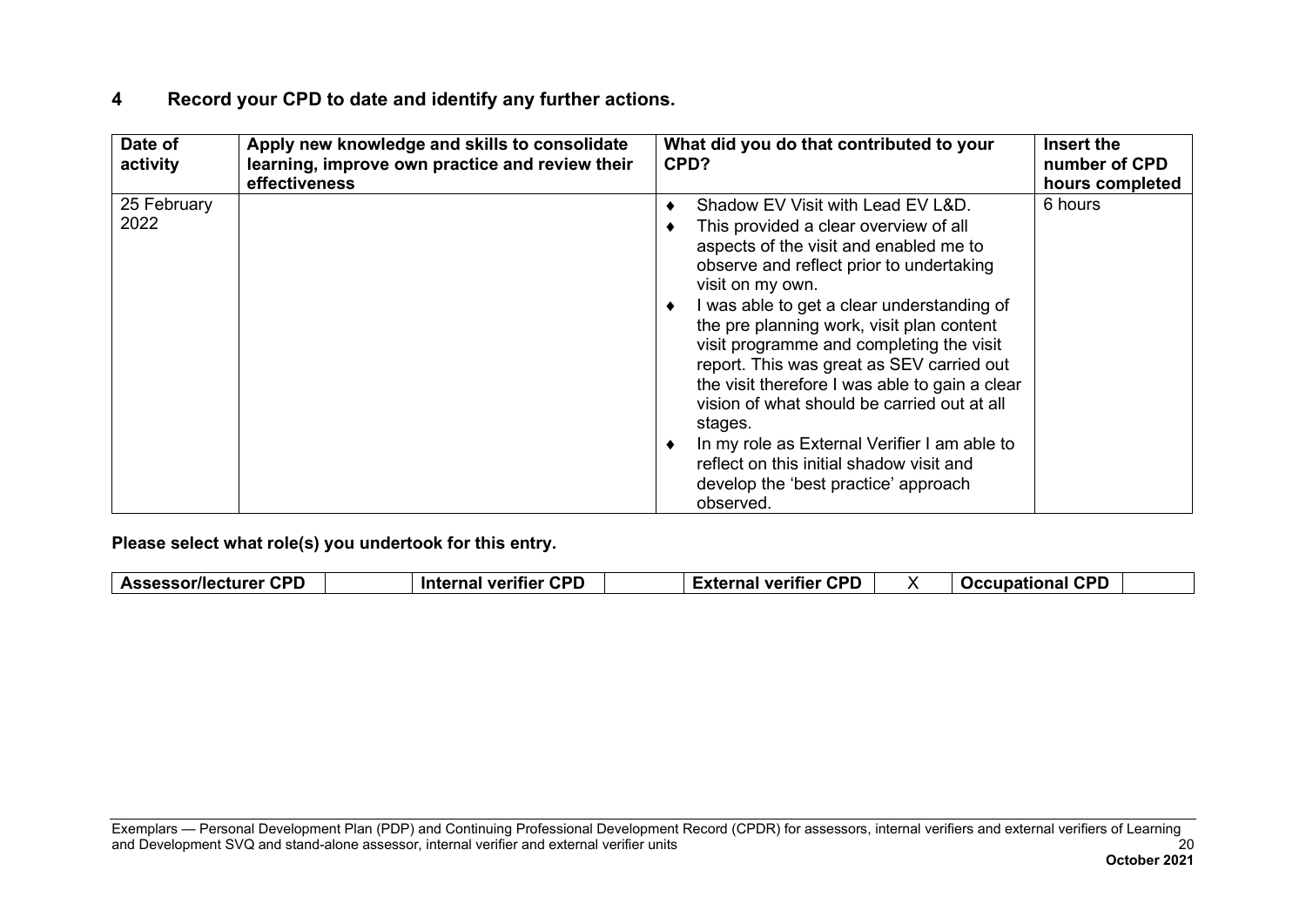## 4 Record your CPD to date and identify any further actions.

| Date of activity | Apply new knowledge and skills to consolidate learning, improve own practice and review their effectiveness | What did you do that contributed to your CPD? | Insert the number of CPD hours completed |
|---|---|---|---|
| 25 February 2022 | | ♦ Shadow EV Visit with Lead EV L&D.<br>♦ This provided a clear overview of all aspects of the visit and enabled me to observe and reflect prior to undertaking visit on my own.<br>♦ I was able to get a clear understanding of the pre planning work, visit plan content visit programme and completing the visit report. This was great as SEV carried out the visit therefore I was able to gain a clear vision of what should be carried out at all stages.<br>♦ In my role as External Verifier I am able to reflect on this initial shadow visit and develop the 'best practice' approach observed. | 6 hours |

**Please select what role(s) you undertook for this entry.**

| Assessor/lecturer CPD | | Internal verifier CPD | | External verifier CPD | X | Occupational CPD | |
|---|---|---|---|---|---|---|---|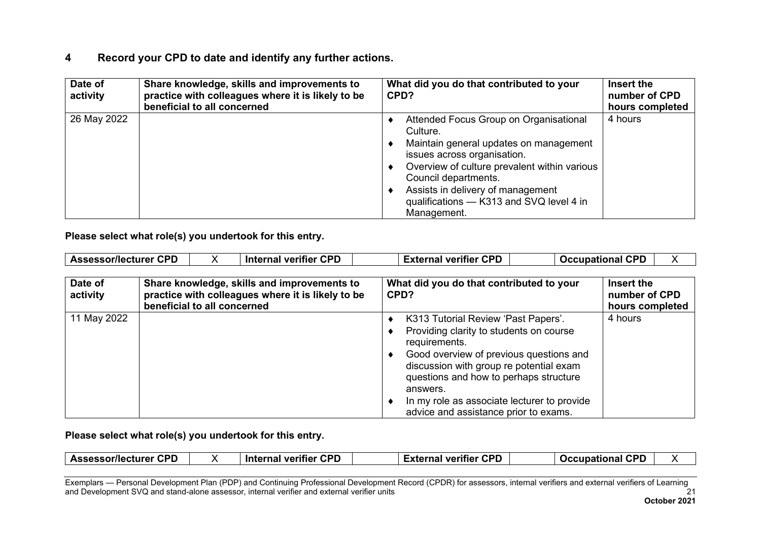## 4 Record your CPD to date and identify any further actions.

| Date of activity | Share knowledge, skills and improvements to practice with colleagues where it is likely to be beneficial to all concerned | What did you do that contributed to your CPD? | Insert the number of CPD hours completed |
|---|---|---|---|
| 26 May 2022 | | ♦ Attended Focus Group on Organisational Culture.<br>♦ Maintain general updates on management issues across organisation.<br>♦ Overview of culture prevalent within various Council departments.<br>♦ Assists in delivery of management qualifications — K313 and SVQ level 4 in Management. | 4 hours |

**Please select what role(s) you undertook for this entry.**

| Assessor/lecturer CPD | X | Internal verifier CPD | | External verifier CPD | | Occupational CPD | X |
|---|---|---|---|---|---|---|---|

| Date of activity | Share knowledge, skills and improvements to practice with colleagues where it is likely to be beneficial to all concerned | What did you do that contributed to your CPD? | Insert the number of CPD hours completed |
|---|---|---|---|
| 11 May 2022 | | ♦ K313 Tutorial Review 'Past Papers'.<br>♦ Providing clarity to students on course requirements.<br>♦ Good overview of previous questions and discussion with group re potential exam questions and how to perhaps structure answers.<br>♦ In my role as associate lecturer to provide advice and assistance prior to exams. | 4 hours |

**Please select what role(s) you undertook for this entry.**

| Assessor/lecturer CPD | X | Internal verifier CPD | | External verifier CPD | | Occupational CPD | X |
|---|---|---|---|---|---|---|---|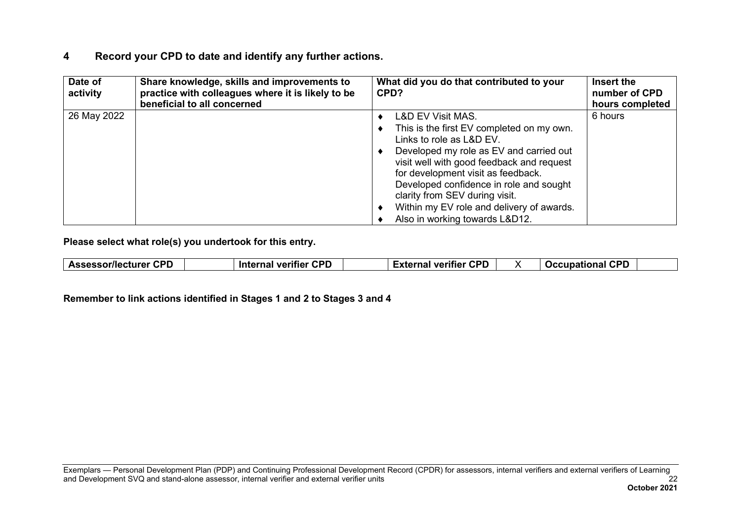## 4 Record your CPD to date and identify any further actions.

| Date of activity | Share knowledge, skills and improvements to practice with colleagues where it is likely to be beneficial to all concerned | What did you do that contributed to your CPD? | Insert the number of CPD hours completed |
|---|---|---|---|
| 26 May 2022 | | ♦ L&D EV Visit MAS.<br>♦ This is the first EV completed on my own. Links to role as L&D EV.<br>♦ Developed my role as EV and carried out visit well with good feedback and request for development visit as feedback. Developed confidence in role and sought clarity from SEV during visit.<br>♦ Within my EV role and delivery of awards.<br>♦ Also in working towards L&D12. | 6 hours |

**Please select what role(s) you undertook for this entry.**

| Assessor/lecturer CPD | | Internal verifier CPD | | External verifier CPD | X | Occupational CPD | |
|---|---|---|---|---|---|---|---|

**Remember to link actions identified in Stages 1 and 2 to Stages 3 and 4**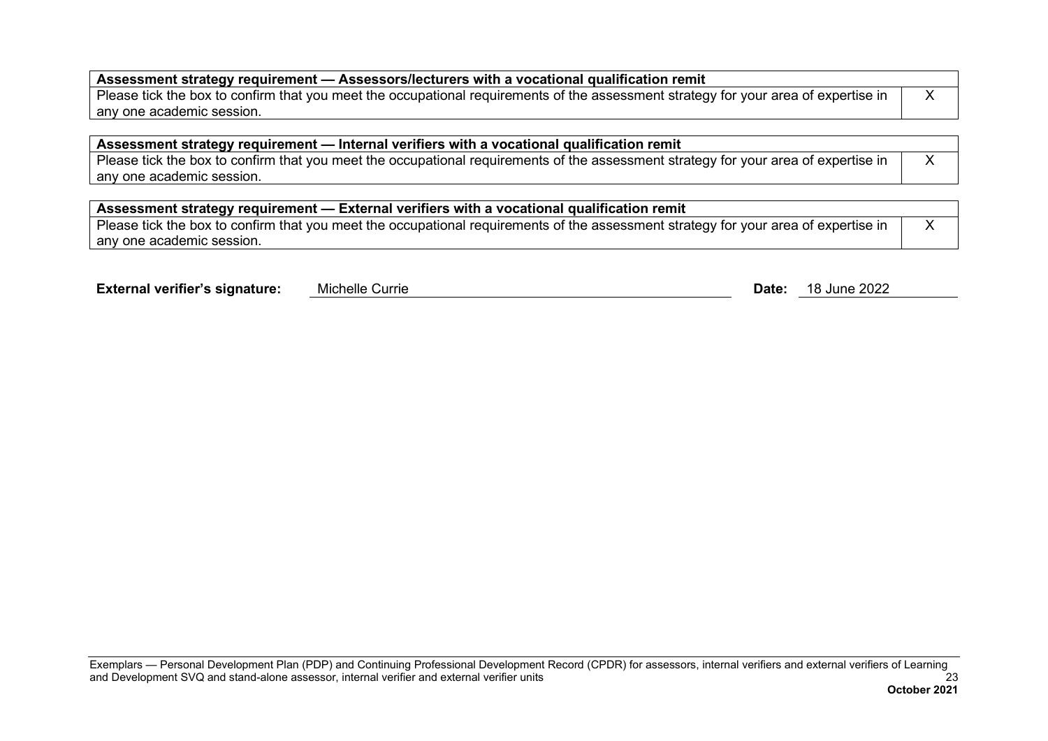| Assessment strategy requirement — Assessors/lecturers with a vocational qualification remit | |
|---|---|
| Please tick the box to confirm that you meet the occupational requirements of the assessment strategy for your area of expertise in any one academic session. | X |

| Assessment strategy requirement — Internal verifiers with a vocational qualification remit | |
|---|---|
| Please tick the box to confirm that you meet the occupational requirements of the assessment strategy for your area of expertise in any one academic session. | X |

| Assessment strategy requirement — External verifiers with a vocational qualification remit | |
|---|---|
| Please tick the box to confirm that you meet the occupational requirements of the assessment strategy for your area of expertise in any one academic session. | X |

**External verifier's signature:** Michelle Currie **Date:** 18 June 2022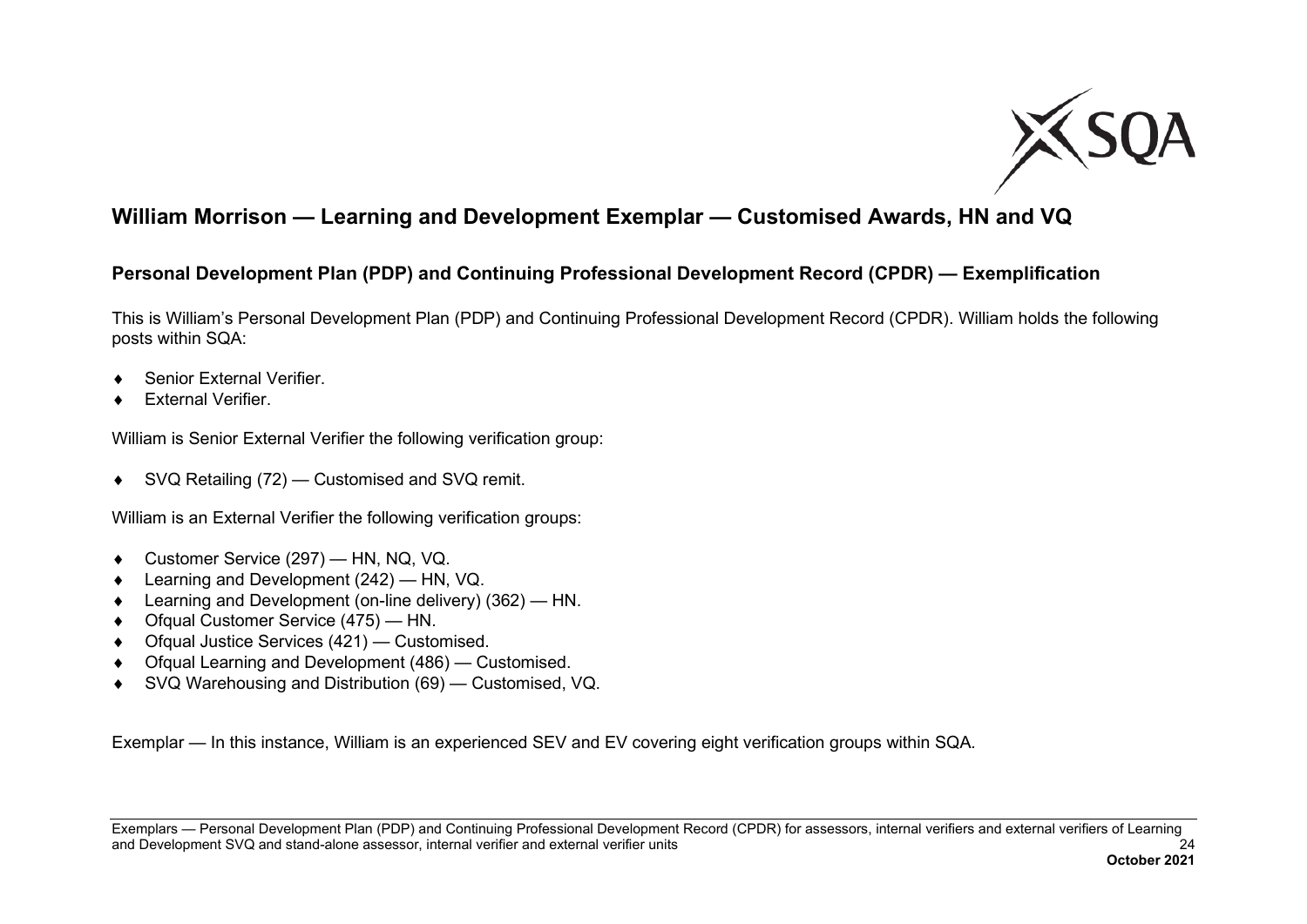## William Morrison — Learning and Development Exemplar — Customised Awards, HN and VQ

### Personal Development Plan (PDP) and Continuing Professional Development Record (CPDR) — Exemplification

This is William's Personal Development Plan (PDP) and Continuing Professional Development Record (CPDR). William holds the following posts within SQA:

- Senior External Verifier.
- External Verifier.

William is Senior External Verifier the following verification group:

- SVQ Retailing (72) — Customised and SVQ remit.

William is an External Verifier the following verification groups:

- Customer Service (297) — HN, NQ, VQ.
- Learning and Development (242) — HN, VQ.
- Learning and Development (on-line delivery) (362) — HN.
- Ofqual Customer Service (475) — HN.
- Ofqual Justice Services (421) — Customised.
- Ofqual Learning and Development (486) — Customised.
- SVQ Warehousing and Distribution (69) — Customised, VQ.

Exemplar — In this instance, William is an experienced SEV and EV covering eight verification groups within SQA.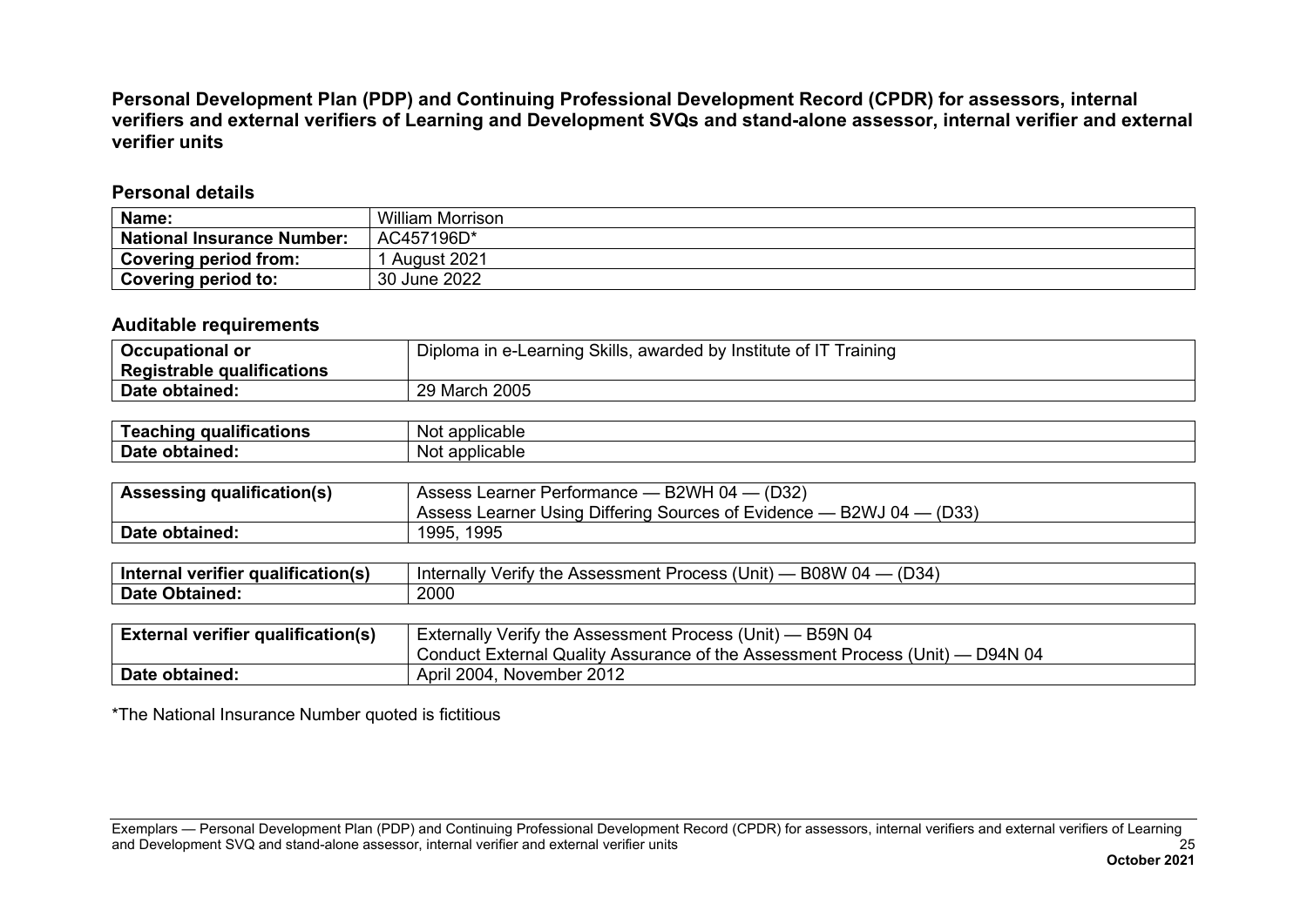**Personal Development Plan (PDP) and Continuing Professional Development Record (CPDR) for assessors, internal verifiers and external verifiers of Learning and Development SVQs and stand-alone assessor, internal verifier and external verifier units**

## Personal details

| **Name:** | William Morrison |
|---|---|
| **National Insurance Number:** | AC457196D* |
| **Covering period from:** | 1 August 2021 |
| **Covering period to:** | 30 June 2022 |

## Auditable requirements

| **Occupational or Registrable qualifications** | Diploma in e-Learning Skills, awarded by Institute of IT Training |
|---|---|
| **Date obtained:** | 29 March 2005 |

| **Teaching qualifications** | Not applicable |
|---|---|
| **Date obtained:** | Not applicable |

| **Assessing qualification(s)** | Assess Learner Performance — B2WH 04 — (D32)<br>Assess Learner Using Differing Sources of Evidence — B2WJ 04 — (D33) |
|---|---|
| **Date obtained:** | 1995, 1995 |

| **Internal verifier qualification(s)** | Internally Verify the Assessment Process (Unit) — B08W 04 — (D34) |
|---|---|
| **Date Obtained:** | 2000 |

| **External verifier qualification(s)** | Externally Verify the Assessment Process (Unit) — B59N 04<br>Conduct External Quality Assurance of the Assessment Process (Unit) — D94N 04 |
|---|---|
| **Date obtained:** | April 2004, November 2012 |

*The National Insurance Number quoted is fictitious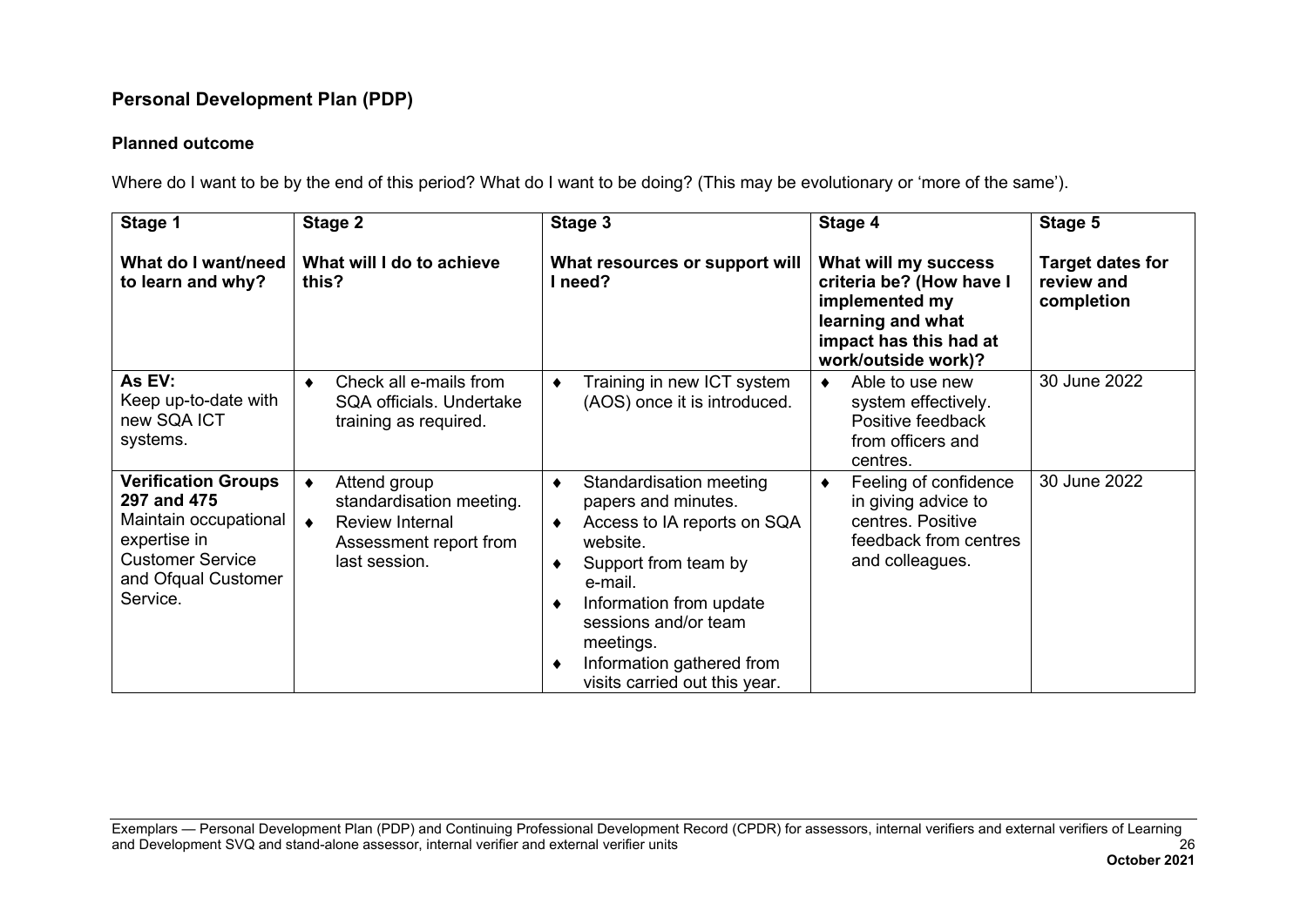## Personal Development Plan (PDP)

### Planned outcome

Where do I want to be by the end of this period? What do I want to be doing? (This may be evolutionary or 'more of the same').

| Stage 1<br><br>**What do I want/need to learn and why?** | Stage 2<br><br>**What will I do to achieve this?** | Stage 3<br><br>**What resources or support will I need?** | Stage 4<br><br>**What will my success criteria be? (How have I implemented my learning and what impact has this had at work/outside work)?** | Stage 5<br><br>**Target dates for review and completion** |
|---|---|---|---|---|
| **As EV:**<br>Keep up-to-date with new SQA ICT systems. | ♦ Check all e-mails from SQA officials. Undertake training as required. | ♦ Training in new ICT system (AOS) once it is introduced. | ♦ Able to use new system effectively. Positive feedback from officers and centres. | 30 June 2022 |
| **Verification Groups 297 and 475**<br>Maintain occupational expertise in Customer Service and Ofqual Customer Service. | ♦ Attend group standardisation meeting.<br>♦ Review Internal Assessment report from last session. | ♦ Standardisation meeting papers and minutes.<br>♦ Access to IA reports on SQA website.<br>♦ Support from team by e-mail.<br>♦ Information from update sessions and/or team meetings.<br>♦ Information gathered from visits carried out this year. | ♦ Feeling of confidence in giving advice to centres. Positive feedback from centres and colleagues. | 30 June 2022 |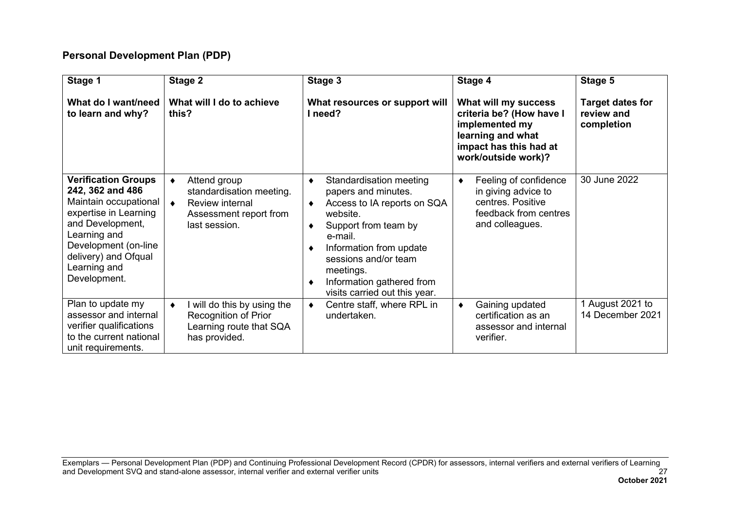## Personal Development Plan (PDP)

| **Stage 1**<br><br>**What do I want/need to learn and why?** | **Stage 2**<br><br>**What will I do to achieve this?** | **Stage 3**<br><br>**What resources or support will I need?** | **Stage 4**<br><br>**What will my success criteria be? (How have I implemented my learning and what impact has this had at work/outside work)?** | **Stage 5**<br><br>**Target dates for review and completion** |
|---|---|---|---|---|
| **Verification Groups 242, 362 and 486**<br>Maintain occupational expertise in Learning and Development, Learning and Development (on-line delivery) and Ofqual Learning and Development. | ♦ Attend group standardisation meeting.<br>♦ Review internal Assessment report from last session. | ♦ Standardisation meeting papers and minutes.<br>♦ Access to IA reports on SQA website.<br>♦ Support from team by e-mail.<br>♦ Information from update sessions and/or team meetings.<br>♦ Information gathered from visits carried out this year. | ♦ Feeling of confidence in giving advice to centres. Positive feedback from centres and colleagues. | 30 June 2022 |
| Plan to update my assessor and internal verifier qualifications to the current national unit requirements. | ♦ I will do this by using the Recognition of Prior Learning route that SQA has provided. | ♦ Centre staff, where RPL in undertaken. | ♦ Gaining updated certification as an assessor and internal verifier. | 1 August 2021 to 14 December 2021 |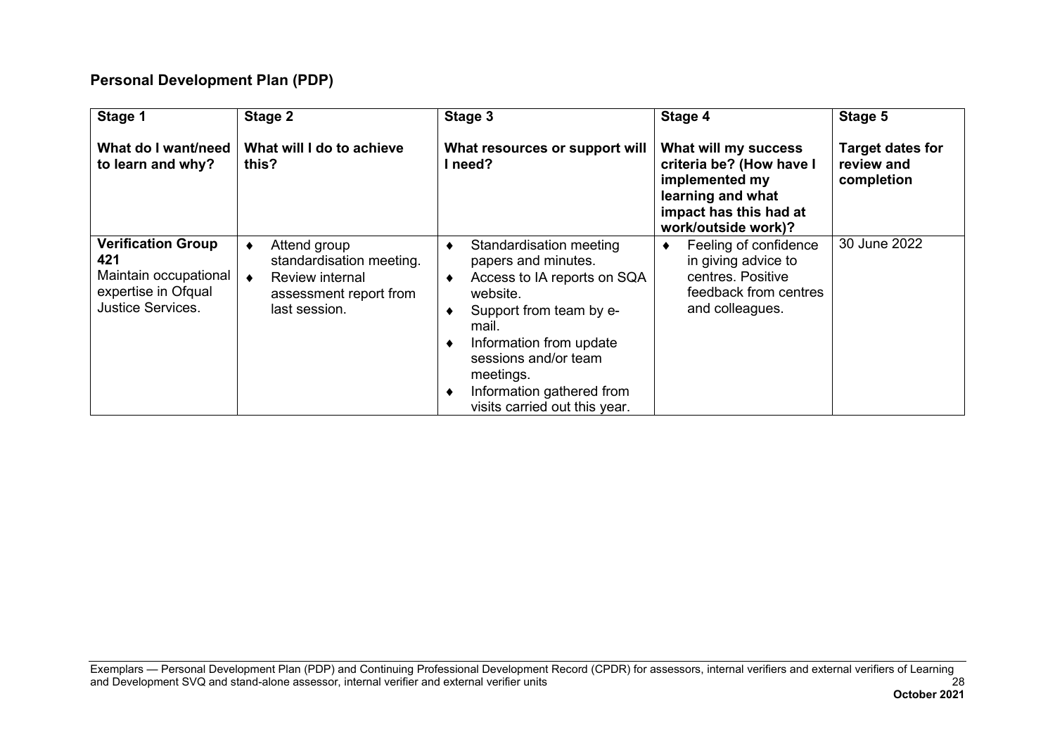## Personal Development Plan (PDP)

| Stage 1<br><br>What do I want/need to learn and why? | Stage 2<br><br>What will I do to achieve this? | Stage 3<br><br>What resources or support will I need? | Stage 4<br><br>What will my success criteria be? (How have I implemented my learning and what impact has this had at work/outside work)? | Stage 5<br><br>Target dates for review and completion |
|---|---|---|---|---|
| **Verification Group 421**<br>Maintain occupational expertise in Ofqual Justice Services. | ♦ Attend group standardisation meeting.<br>♦ Review internal assessment report from last session. | ♦ Standardisation meeting papers and minutes.<br>♦ Access to IA reports on SQA website.<br>♦ Support from team by e-mail.<br>♦ Information from update sessions and/or team meetings.<br>♦ Information gathered from visits carried out this year. | ♦ Feeling of confidence in giving advice to centres. Positive feedback from centres and colleagues. | 30 June 2022 |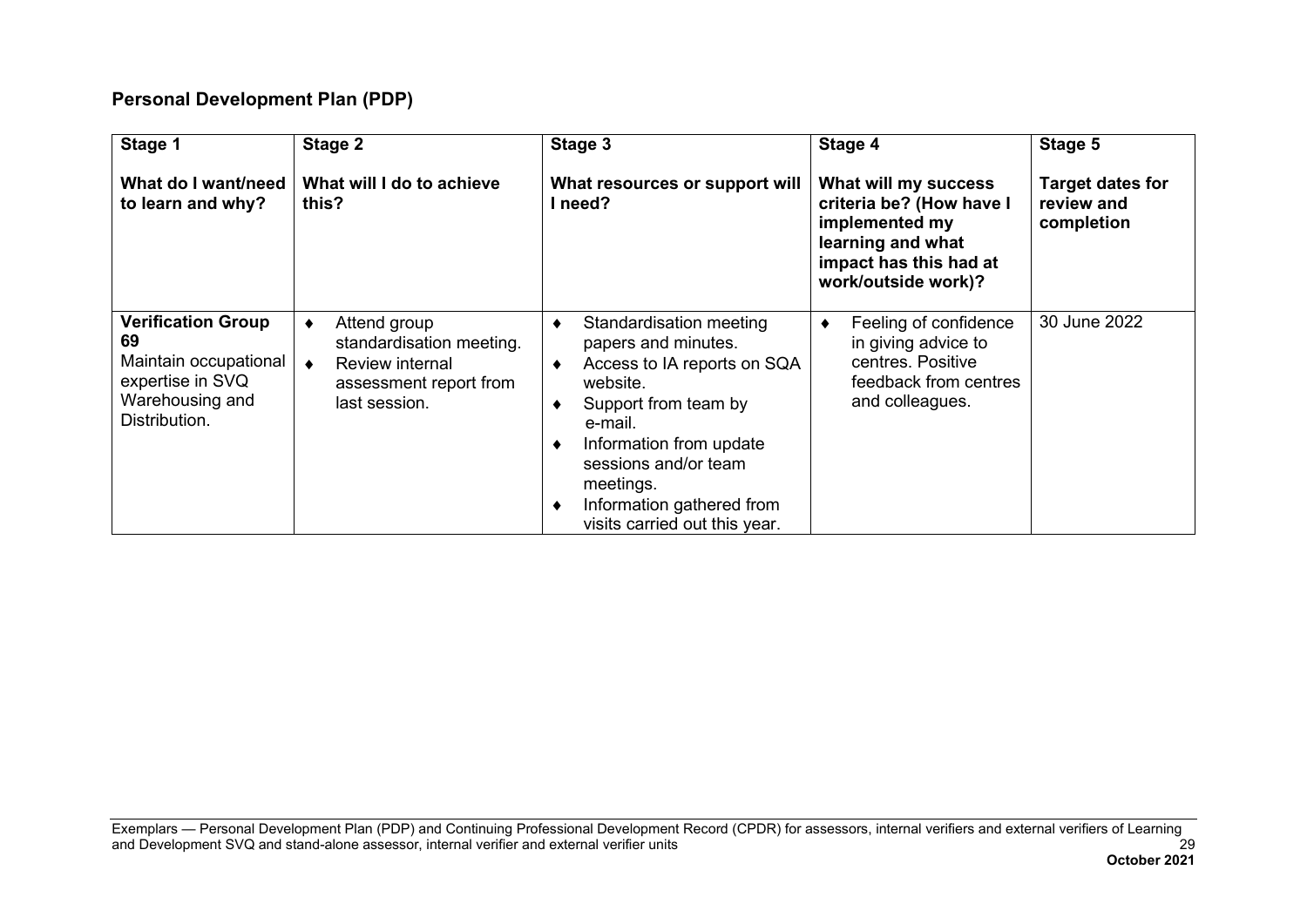## Personal Development Plan (PDP)

| Stage 1<br><br>**What do I want/need to learn and why?** | Stage 2<br><br>**What will I do to achieve this?** | Stage 3<br><br>**What resources or support will I need?** | Stage 4<br><br>**What will my success criteria be? (How have I implemented my learning and what impact has this had at work/outside work)?** | Stage 5<br><br>**Target dates for review and completion** |
|---|---|---|---|---|
| **Verification Group 69**<br>Maintain occupational expertise in SVQ Warehousing and Distribution. | ♦ Attend group standardisation meeting.<br>♦ Review internal assessment report from last session. | ♦ Standardisation meeting papers and minutes.<br>♦ Access to IA reports on SQA website.<br>♦ Support from team by e-mail.<br>♦ Information from update sessions and/or team meetings.<br>♦ Information gathered from visits carried out this year. | ♦ Feeling of confidence in giving advice to centres. Positive feedback from centres and colleagues. | 30 June 2022 |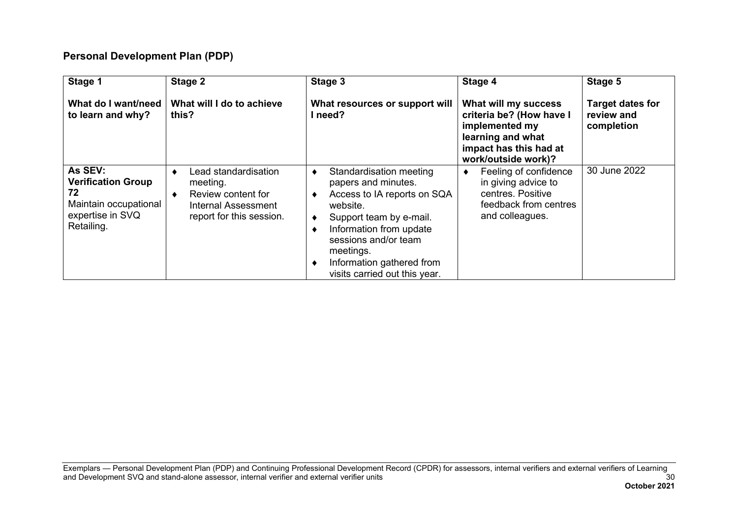## Personal Development Plan (PDP)

| **Stage 1**<br><br>**What do I want/need to learn and why?** | **Stage 2**<br><br>**What will I do to achieve this?** | **Stage 3**<br><br>**What resources or support will I need?** | **Stage 4**<br><br>**What will my success criteria be? (How have I implemented my learning and what impact has this had at work/outside work)?** | **Stage 5**<br><br>**Target dates for review and completion** |
|---|---|---|---|---|
| **As SEV: Verification Group 72**<br>Maintain occupational expertise in SVQ Retailing. | ♦ Lead standardisation meeting.<br>♦ Review content for Internal Assessment report for this session. | ♦ Standardisation meeting papers and minutes.<br>♦ Access to IA reports on SQA website.<br>♦ Support team by e-mail.<br>♦ Information from update sessions and/or team meetings.<br>♦ Information gathered from visits carried out this year. | ♦ Feeling of confidence in giving advice to centres. Positive feedback from centres and colleagues. | 30 June 2022 |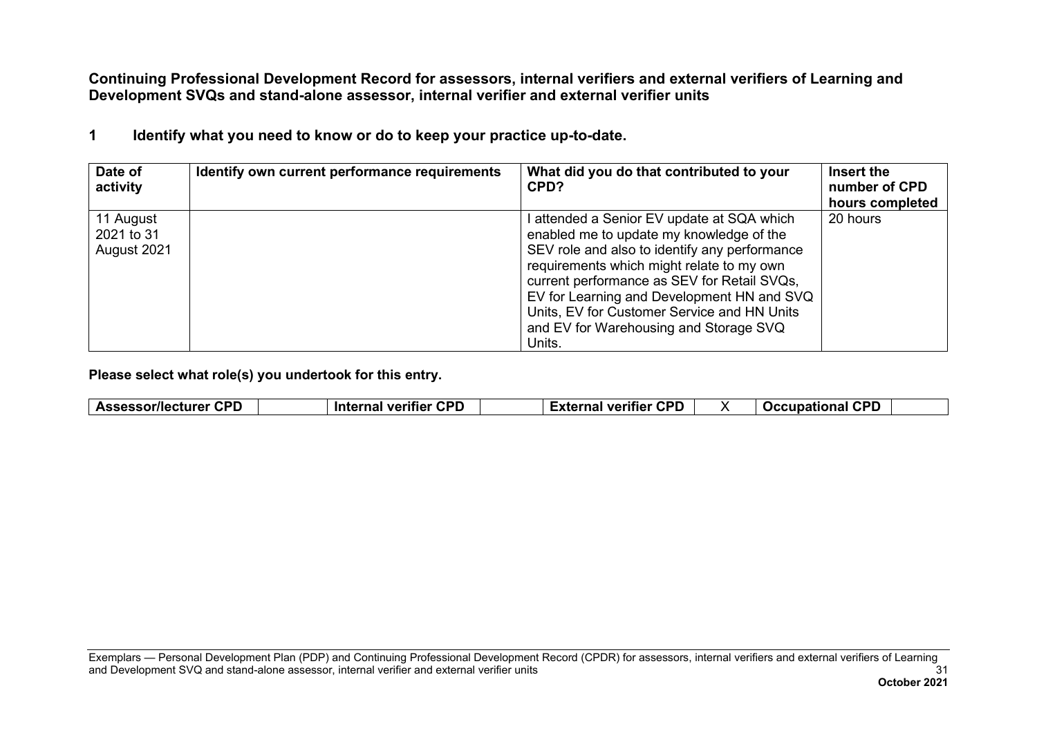**Continuing Professional Development Record for assessors, internal verifiers and external verifiers of Learning and Development SVQs and stand-alone assessor, internal verifier and external verifier units**

## 1 Identify what you need to know or do to keep your practice up-to-date.

| Date of activity | Identify own current performance requirements | What did you do that contributed to your CPD? | Insert the number of CPD hours completed |
|---|---|---|---|
| 11 August 2021 to 31 August 2021 | | I attended a Senior EV update at SQA which enabled me to update my knowledge of the SEV role and also to identify any performance requirements which might relate to my own current performance as SEV for Retail SVQs, EV for Learning and Development HN and SVQ Units, EV for Customer Service and HN Units and EV for Warehousing and Storage SVQ Units. | 20 hours |

**Please select what role(s) you undertook for this entry.**

| Assessor/lecturer CPD | | Internal verifier CPD | | External verifier CPD | X | Occupational CPD | |
|---|---|---|---|---|---|---|---|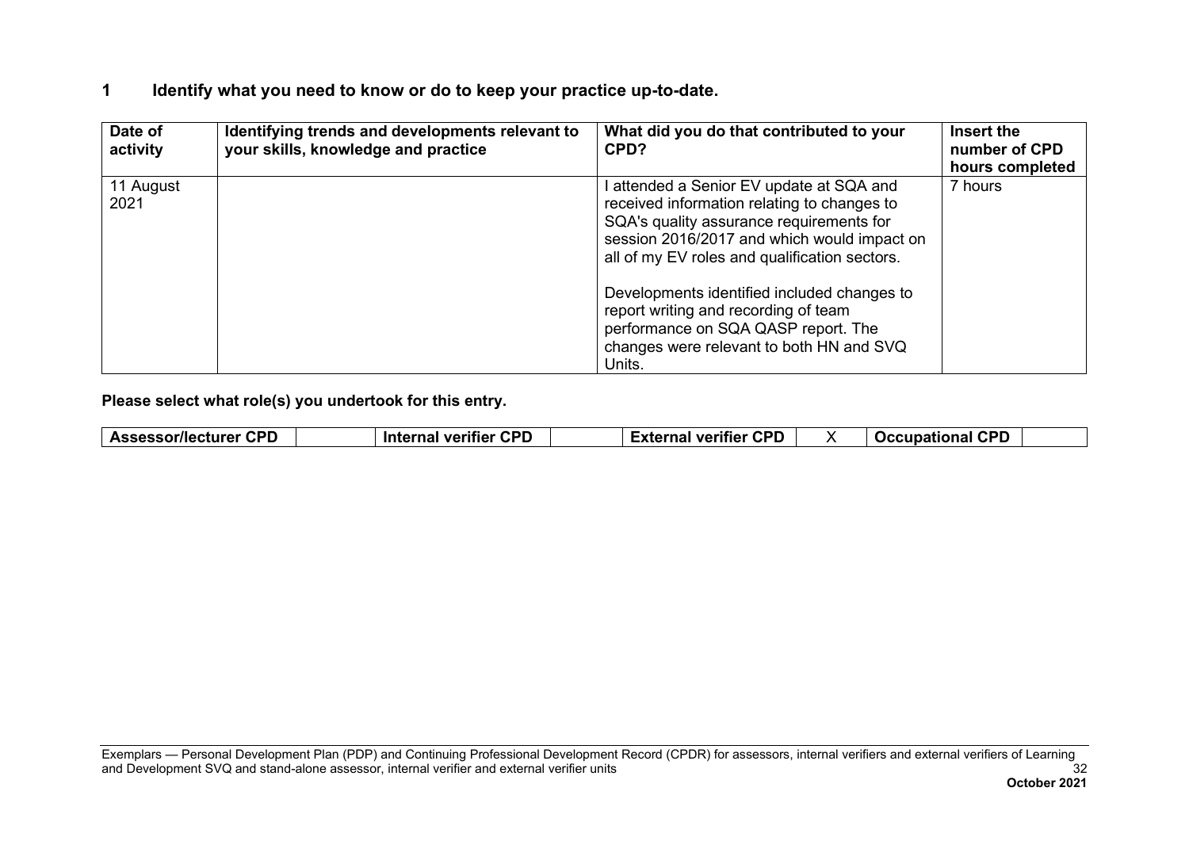## 1 Identify what you need to know or do to keep your practice up-to-date.

| Date of activity | Identifying trends and developments relevant to your skills, knowledge and practice | What did you do that contributed to your CPD? | Insert the number of CPD hours completed |
|---|---|---|---|
| 11 August 2021 | | I attended a Senior EV update at SQA and received information relating to changes to SQA's quality assurance requirements for session 2016/2017 and which would impact on all of my EV roles and qualification sectors.<br><br>Developments identified included changes to report writing and recording of team performance on SQA QASP report. The changes were relevant to both HN and SVQ Units. | 7 hours |

**Please select what role(s) you undertook for this entry.**

| Assessor/lecturer CPD | | Internal verifier CPD | | External verifier CPD | X | Occupational CPD | |
|---|---|---|---|---|---|---|---|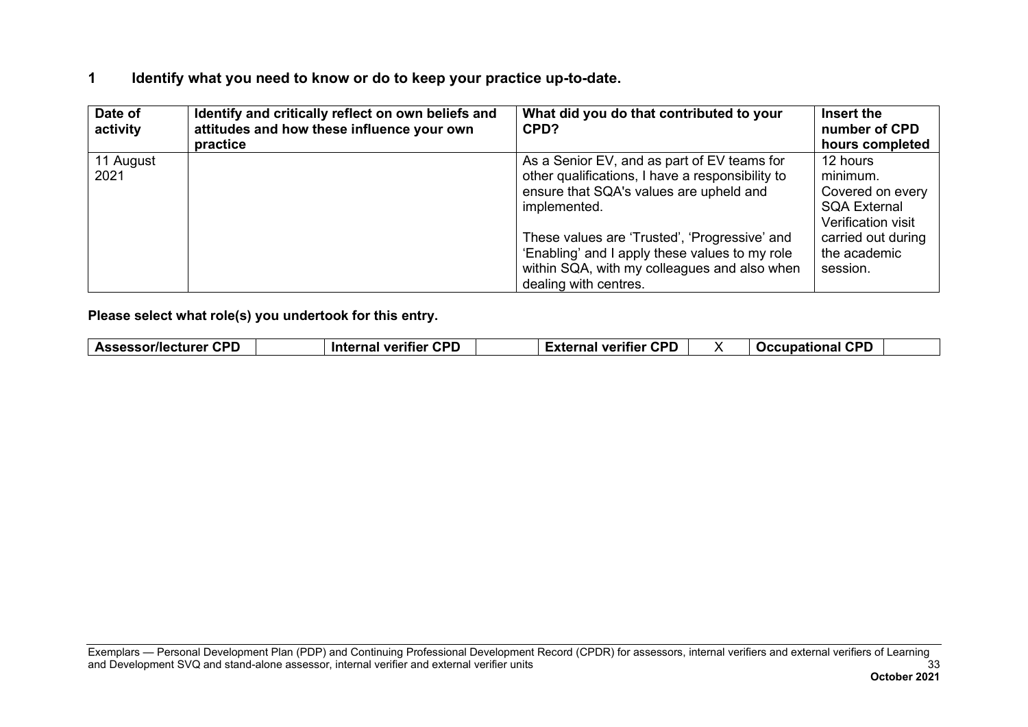## 1 Identify what you need to know or do to keep your practice up-to-date.

| Date of activity | Identify and critically reflect on own beliefs and attitudes and how these influence your own practice | What did you do that contributed to your CPD? | Insert the number of CPD hours completed |
|---|---|---|---|
| 11 August 2021 | | As a Senior EV, and as part of EV teams for other qualifications, I have a responsibility to ensure that SQA's values are upheld and implemented.<br><br>These values are 'Trusted', 'Progressive' and 'Enabling' and I apply these values to my role within SQA, with my colleagues and also when dealing with centres. | 12 hours minimum. Covered on every SQA External Verification visit carried out during the academic session. |

**Please select what role(s) you undertook for this entry.**

| Assessor/lecturer CPD | | Internal verifier CPD | | External verifier CPD | X | Occupational CPD | |
|---|---|---|---|---|---|---|---|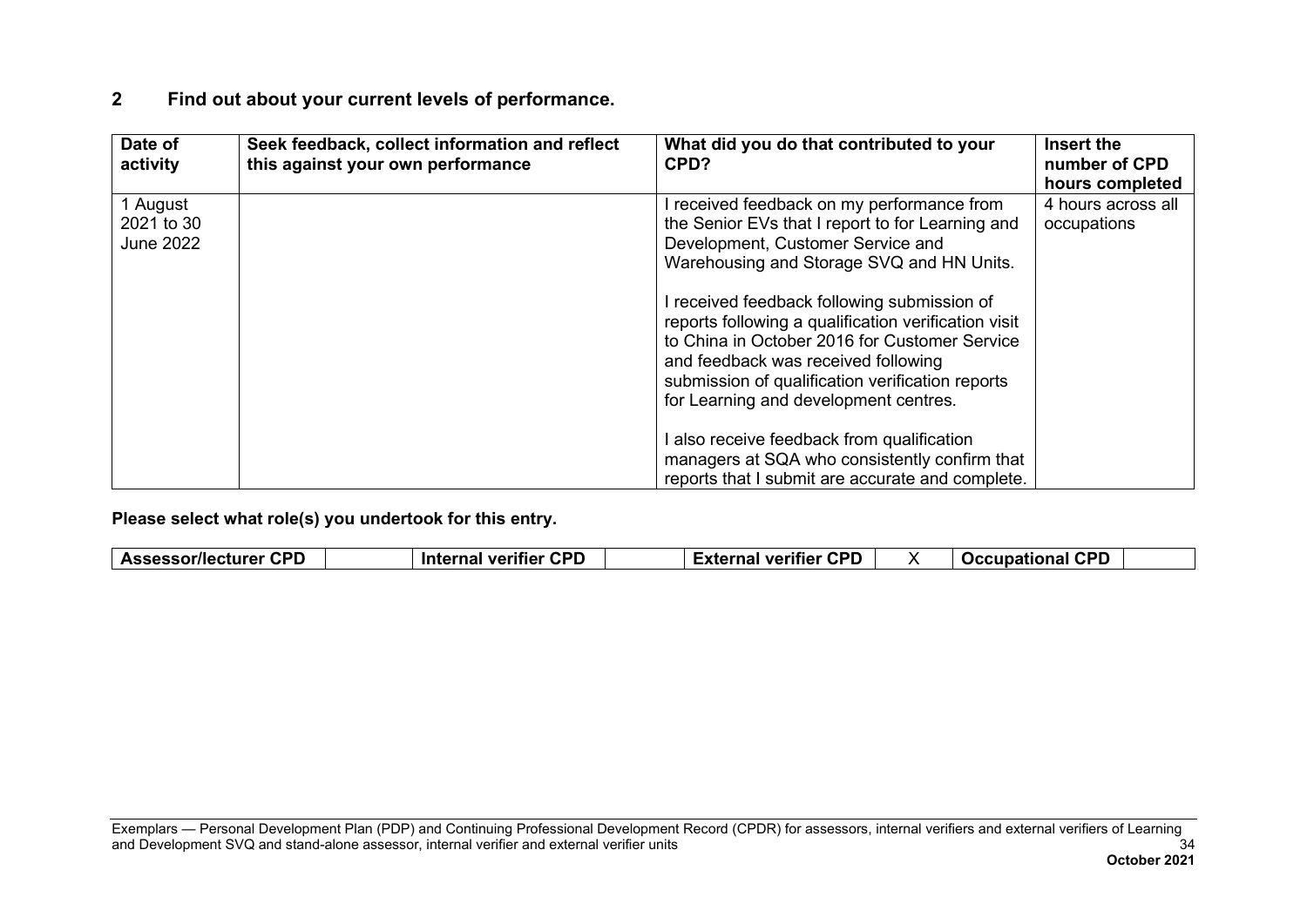## 2 Find out about your current levels of performance.

| Date of activity | Seek feedback, collect information and reflect this against your own performance | What did you do that contributed to your CPD? | Insert the number of CPD hours completed |
|---|---|---|---|
| 1 August 2021 to 30 June 2022 | | I received feedback on my performance from the Senior EVs that I report to for Learning and Development, Customer Service and Warehousing and Storage SVQ and HN Units.<br><br>I received feedback following submission of reports following a qualification verification visit to China in October 2016 for Customer Service and feedback was received following submission of qualification verification reports for Learning and development centres.<br><br>I also receive feedback from qualification managers at SQA who consistently confirm that reports that I submit are accurate and complete. | 4 hours across all occupations |

**Please select what role(s) you undertook for this entry.**

| Assessor/lecturer CPD | | Internal verifier CPD | | External verifier CPD | X | Occupational CPD | |
|---|---|---|---|---|---|---|---|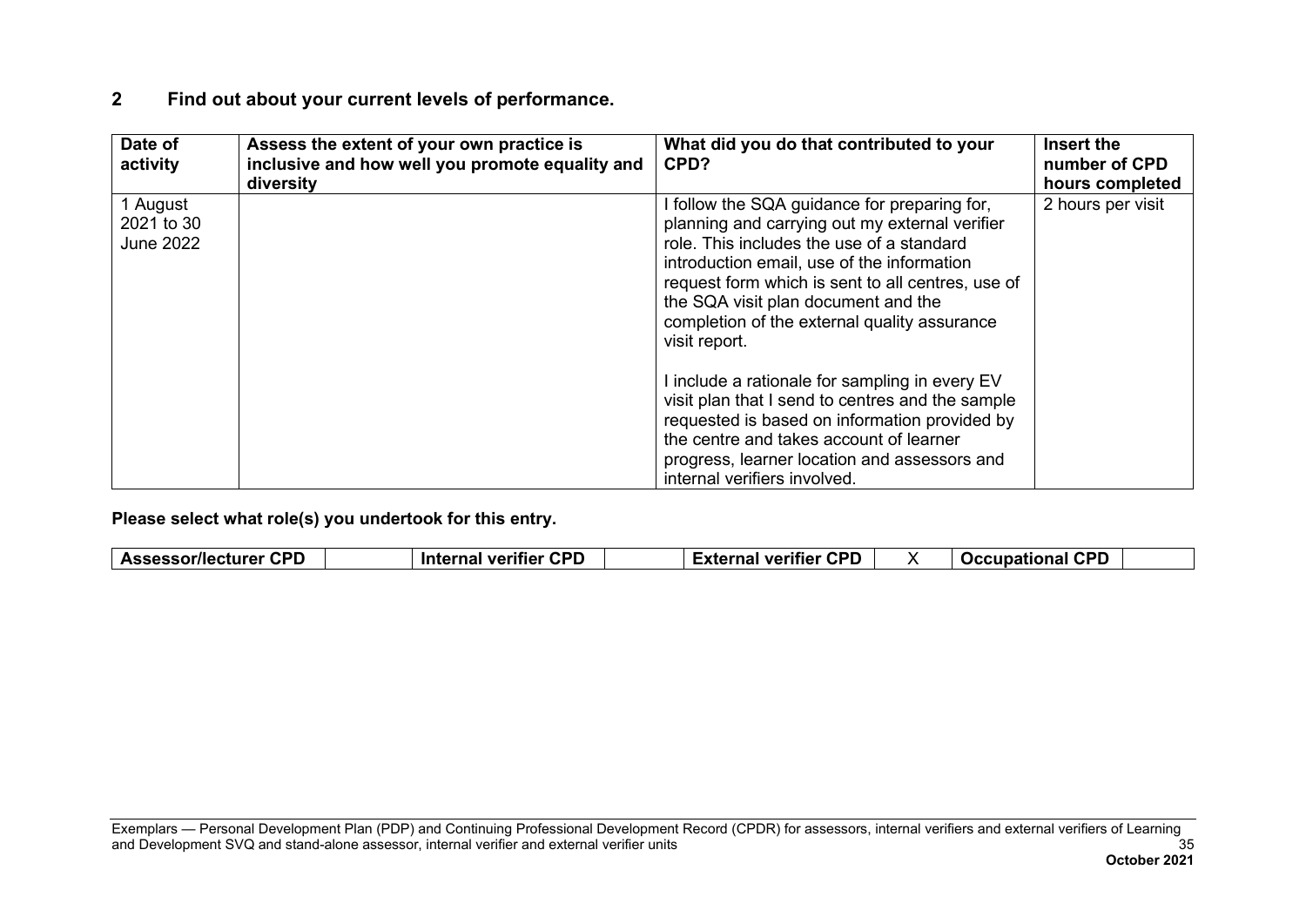## 2 Find out about your current levels of performance.

| Date of activity | Assess the extent of your own practice is inclusive and how well you promote equality and diversity | What did you do that contributed to your CPD? | Insert the number of CPD hours completed |
|---|---|---|---|
| 1 August 2021 to 30 June 2022 | | I follow the SQA guidance for preparing for, planning and carrying out my external verifier role. This includes the use of a standard introduction email, use of the information request form which is sent to all centres, use of the SQA visit plan document and the completion of the external quality assurance visit report.<br><br>I include a rationale for sampling in every EV visit plan that I send to centres and the sample requested is based on information provided by the centre and takes account of learner progress, learner location and assessors and internal verifiers involved. | 2 hours per visit |

**Please select what role(s) you undertook for this entry.**

| Assessor/lecturer CPD | | Internal verifier CPD | | External verifier CPD | X | Occupational CPD | |
|---|---|---|---|---|---|---|---|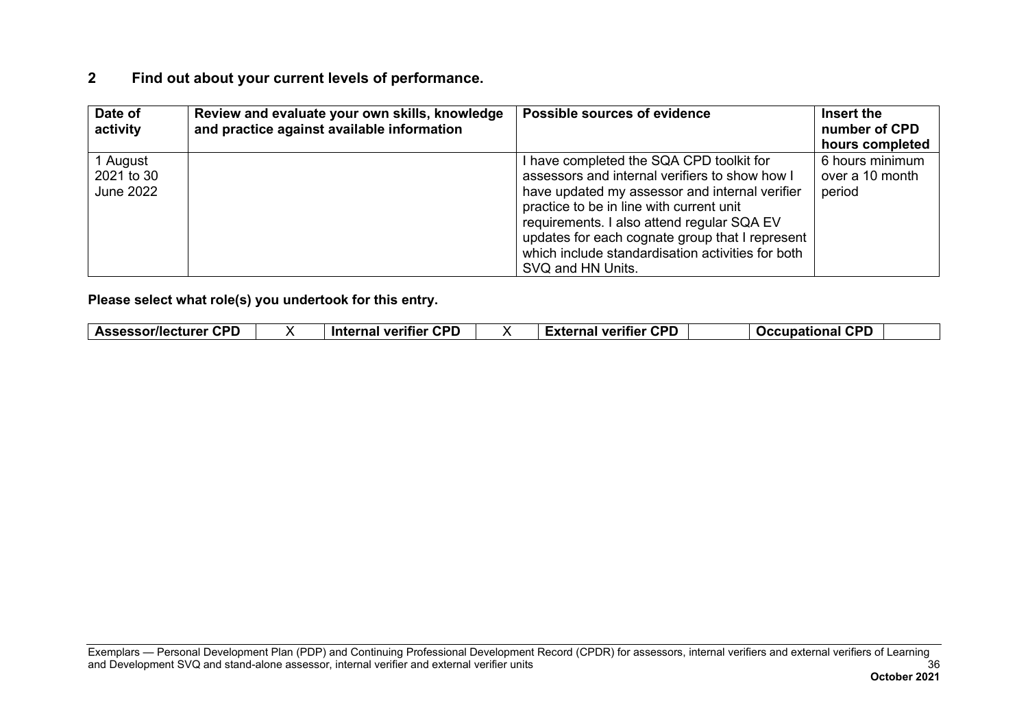## 2 Find out about your current levels of performance.

| Date of activity | Review and evaluate your own skills, knowledge and practice against available information | Possible sources of evidence | Insert the number of CPD hours completed |
|---|---|---|---|
| 1 August 2021 to 30 June 2022 | | I have completed the SQA CPD toolkit for assessors and internal verifiers to show how I have updated my assessor and internal verifier practice to be in line with current unit requirements. I also attend regular SQA EV updates for each cognate group that I represent which include standardisation activities for both SVQ and HN Units. | 6 hours minimum over a 10 month period |

**Please select what role(s) you undertook for this entry.**

| Assessor/lecturer CPD | X | Internal verifier CPD | X | External verifier CPD | | Occupational CPD | |
|---|---|---|---|---|---|---|---|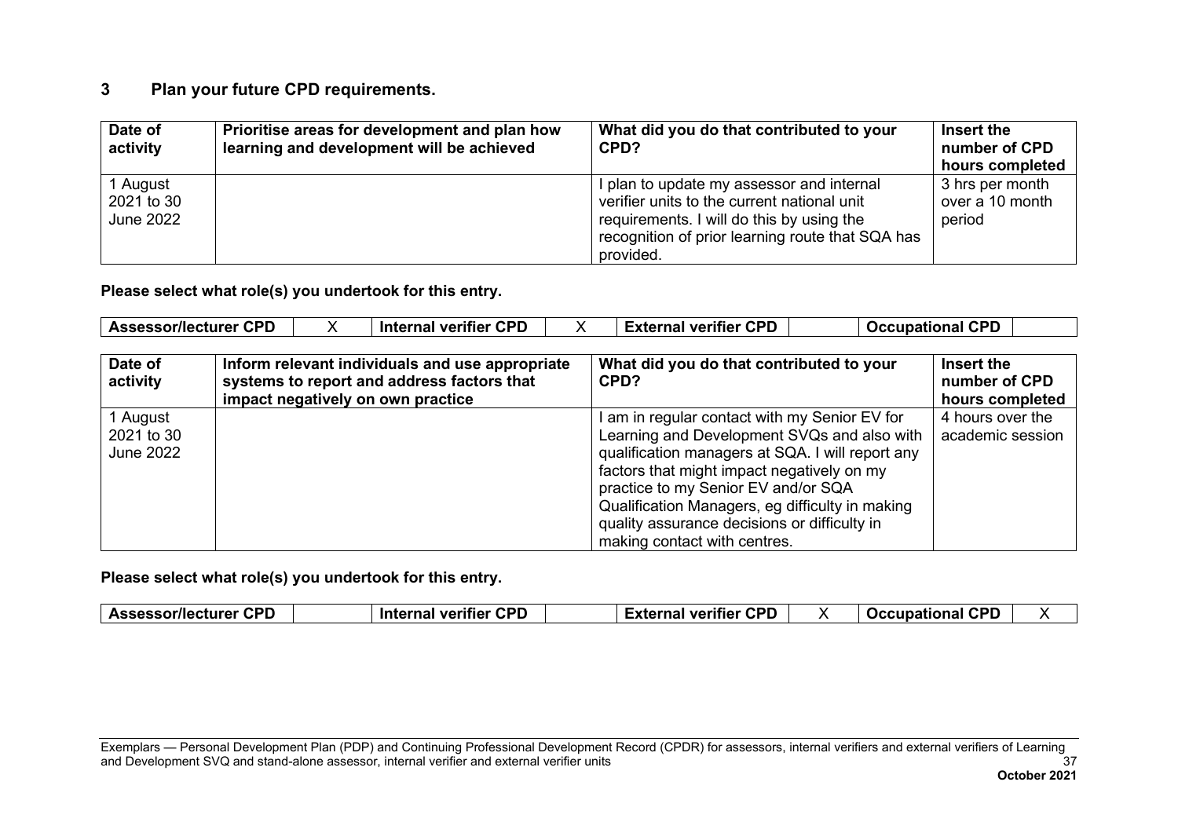## 3 Plan your future CPD requirements.

| Date of activity | Prioritise areas for development and plan how learning and development will be achieved | What did you do that contributed to your CPD? | Insert the number of CPD hours completed |
|---|---|---|---|
| 1 August 2021 to 30 June 2022 | | I plan to update my assessor and internal verifier units to the current national unit requirements. I will do this by using the recognition of prior learning route that SQA has provided. | 3 hrs per month over a 10 month period |

**Please select what role(s) you undertook for this entry.**

| Assessor/lecturer CPD | X | Internal verifier CPD | X | External verifier CPD | | Occupational CPD | |
|---|---|---|---|---|---|---|---|

| Date of activity | Inform relevant individuals and use appropriate systems to report and address factors that impact negatively on own practice | What did you do that contributed to your CPD? | Insert the number of CPD hours completed |
|---|---|---|---|
| 1 August 2021 to 30 June 2022 | | I am in regular contact with my Senior EV for Learning and Development SVQs and also with qualification managers at SQA. I will report any factors that might impact negatively on my practice to my Senior EV and/or SQA Qualification Managers, eg difficulty in making quality assurance decisions or difficulty in making contact with centres. | 4 hours over the academic session |

**Please select what role(s) you undertook for this entry.**

| Assessor/lecturer CPD | | Internal verifier CPD | | External verifier CPD | X | Occupational CPD | X |
|---|---|---|---|---|---|---|---|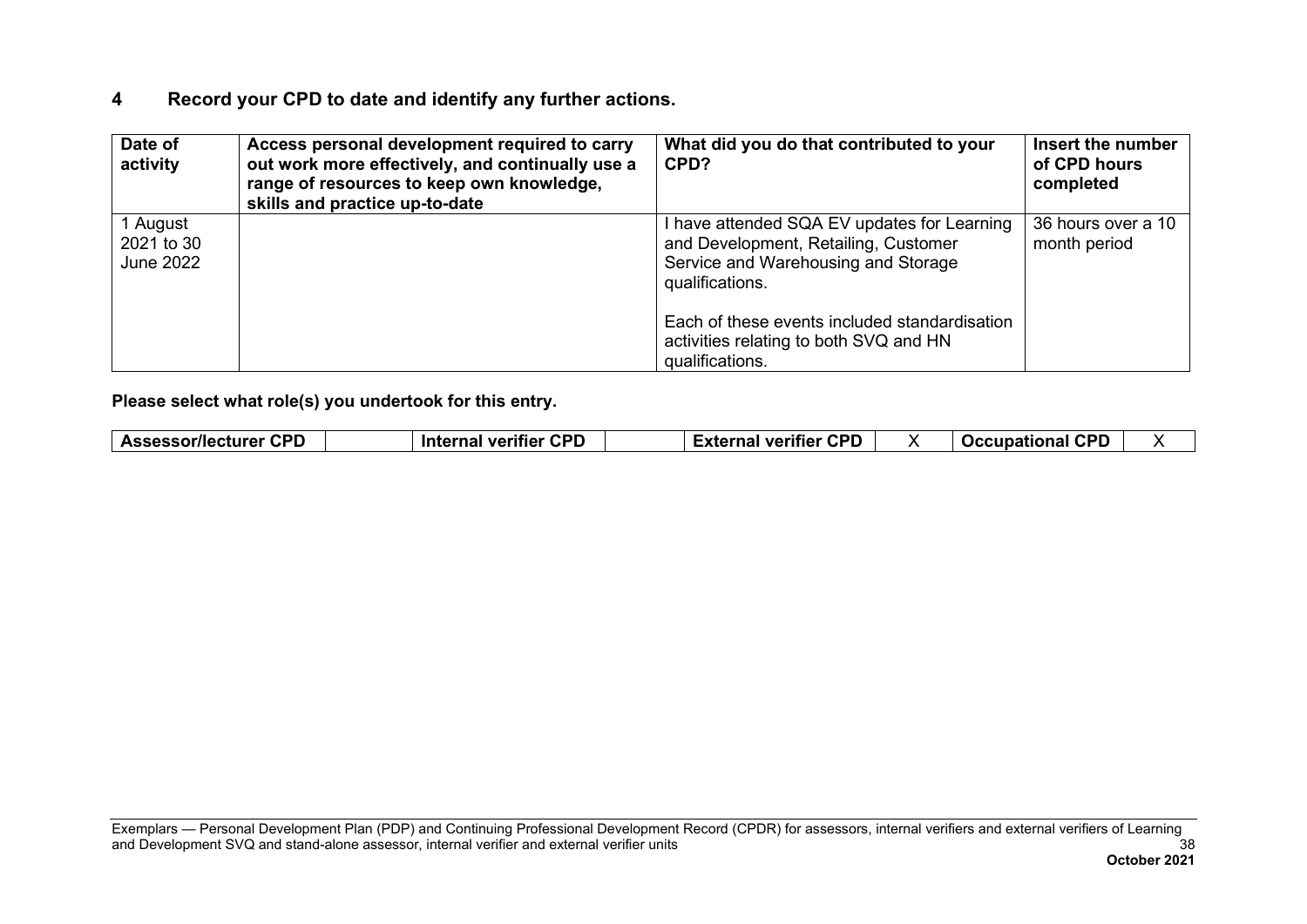## 4 Record your CPD to date and identify any further actions.

| Date of activity | Access personal development required to carry out work more effectively, and continually use a range of resources to keep own knowledge, skills and practice up-to-date | What did you do that contributed to your CPD? | Insert the number of CPD hours completed |
|---|---|---|---|
| 1 August 2021 to 30 June 2022 | | I have attended SQA EV updates for Learning and Development, Retailing, Customer Service and Warehousing and Storage qualifications.<br><br>Each of these events included standardisation activities relating to both SVQ and HN qualifications. | 36 hours over a 10 month period |

**Please select what role(s) you undertook for this entry.**

| Assessor/lecturer CPD | | Internal verifier CPD | | External verifier CPD | X | Occupational CPD | X |
|---|---|---|---|---|---|---|---|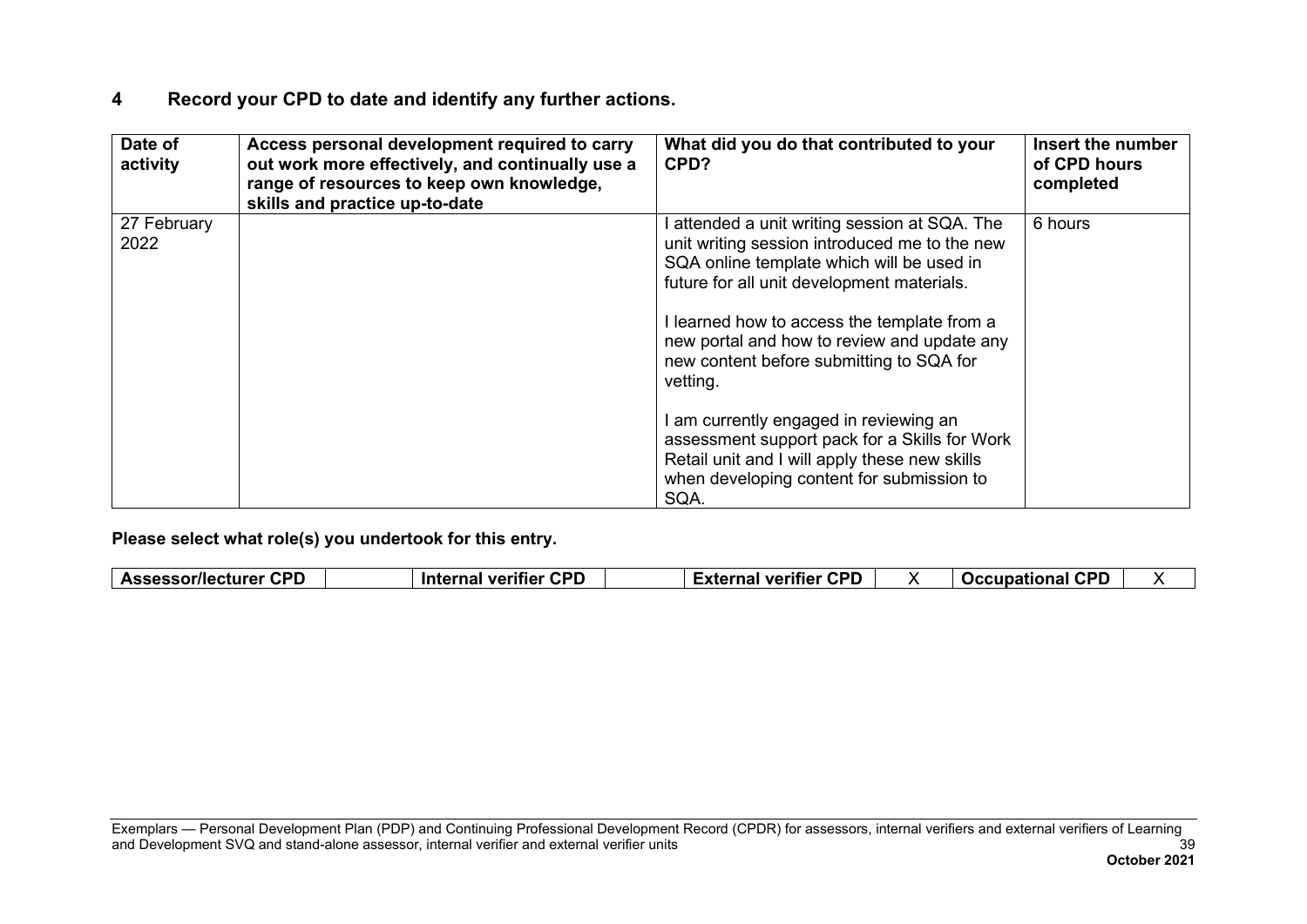## 4 Record your CPD to date and identify any further actions.

| Date of activity | Access personal development required to carry out work more effectively, and continually use a range of resources to keep own knowledge, skills and practice up-to-date | What did you do that contributed to your CPD? | Insert the number of CPD hours completed |
|---|---|---|---|
| 27 February 2022 | | I attended a unit writing session at SQA. The unit writing session introduced me to the new SQA online template which will be used in future for all unit development materials.<br><br>I learned how to access the template from a new portal and how to review and update any new content before submitting to SQA for vetting.<br><br>I am currently engaged in reviewing an assessment support pack for a Skills for Work Retail unit and I will apply these new skills when developing content for submission to SQA. | 6 hours |

**Please select what role(s) you undertook for this entry.**

| Assessor/lecturer CPD | | Internal verifier CPD | | External verifier CPD | X | Occupational CPD | X |
|---|---|---|---|---|---|---|---|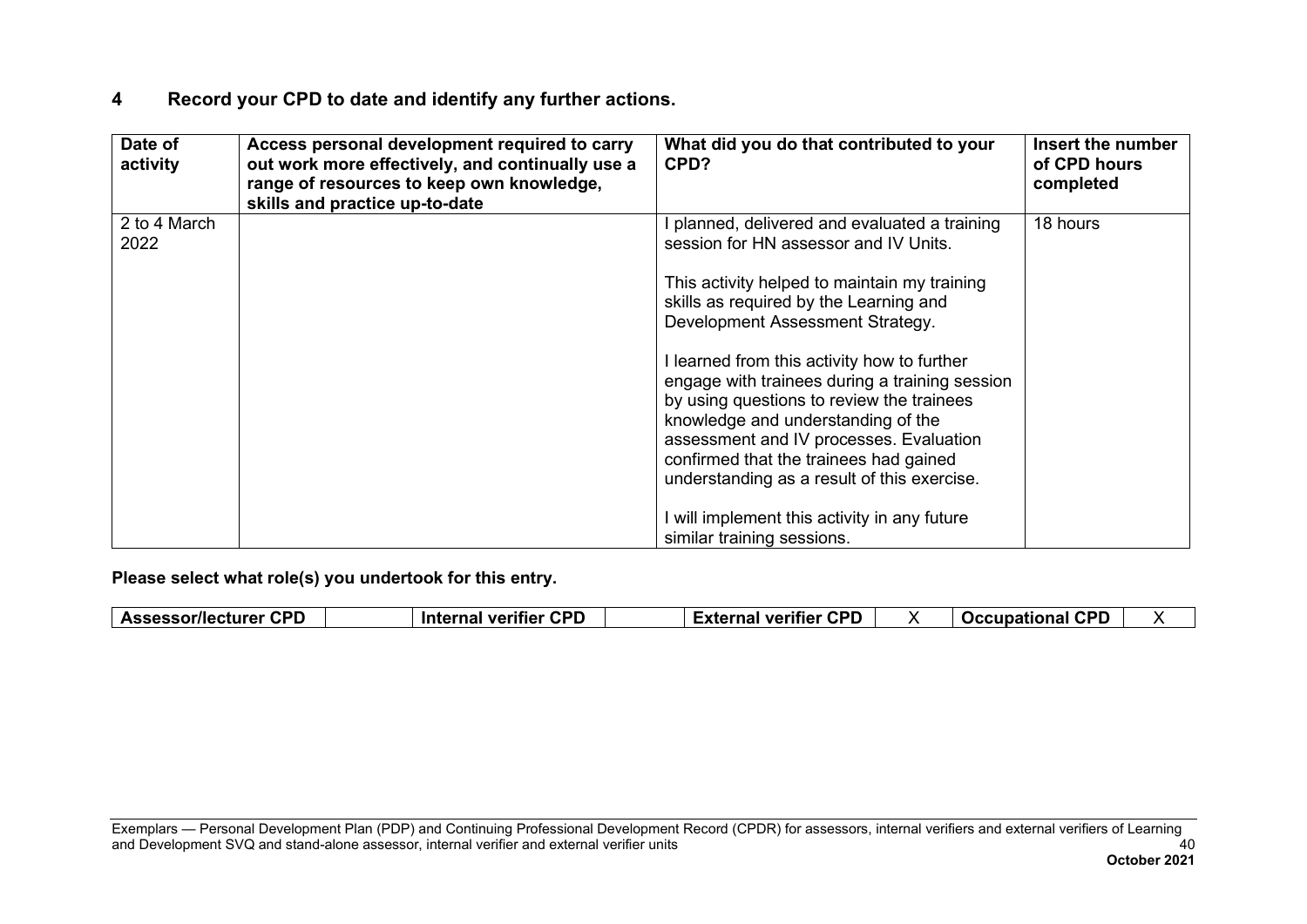## 4 Record your CPD to date and identify any further actions.

| Date of activity | Access personal development required to carry out work more effectively, and continually use a range of resources to keep own knowledge, skills and practice up-to-date | What did you do that contributed to your CPD? | Insert the number of CPD hours completed |
|---|---|---|---|
| 2 to 4 March 2022 | | I planned, delivered and evaluated a training session for HN assessor and IV Units.<br><br>This activity helped to maintain my training skills as required by the Learning and Development Assessment Strategy.<br><br>I learned from this activity how to further engage with trainees during a training session by using questions to review the trainees knowledge and understanding of the assessment and IV processes. Evaluation confirmed that the trainees had gained understanding as a result of this exercise.<br><br>I will implement this activity in any future similar training sessions. | 18 hours |

**Please select what role(s) you undertook for this entry.**

| Assessor/lecturer CPD | | Internal verifier CPD | | External verifier CPD | X | Occupational CPD | X |
|---|---|---|---|---|---|---|---|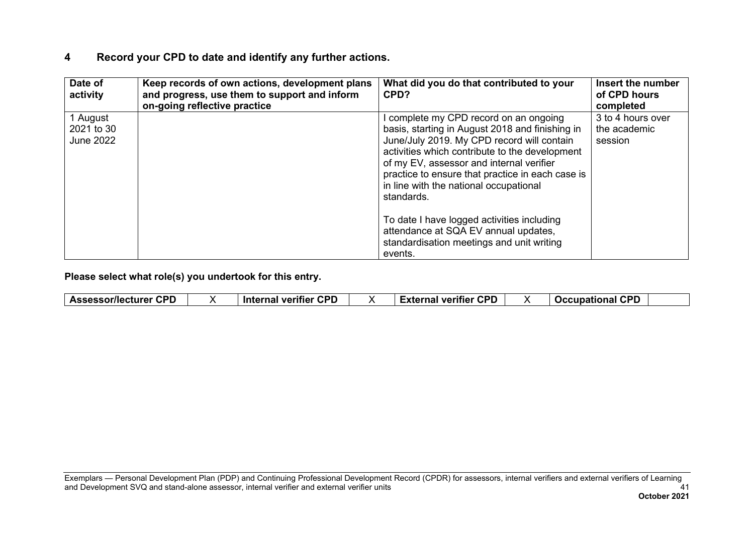## 4 Record your CPD to date and identify any further actions.

| Date of activity | Keep records of own actions, development plans and progress, use them to support and inform on-going reflective practice | What did you do that contributed to your CPD? | Insert the number of CPD hours completed |
|---|---|---|---|
| 1 August 2021 to 30 June 2022 | | I complete my CPD record on an ongoing basis, starting in August 2018 and finishing in June/July 2019. My CPD record will contain activities which contribute to the development of my EV, assessor and internal verifier practice to ensure that practice in each case is in line with the national occupational standards.<br><br>To date I have logged activities including attendance at SQA EV annual updates, standardisation meetings and unit writing events. | 3 to 4 hours over the academic session |

**Please select what role(s) you undertook for this entry.**

| Assessor/lecturer CPD | X | Internal verifier CPD | X | External verifier CPD | X | Occupational CPD | |
|---|---|---|---|---|---|---|---|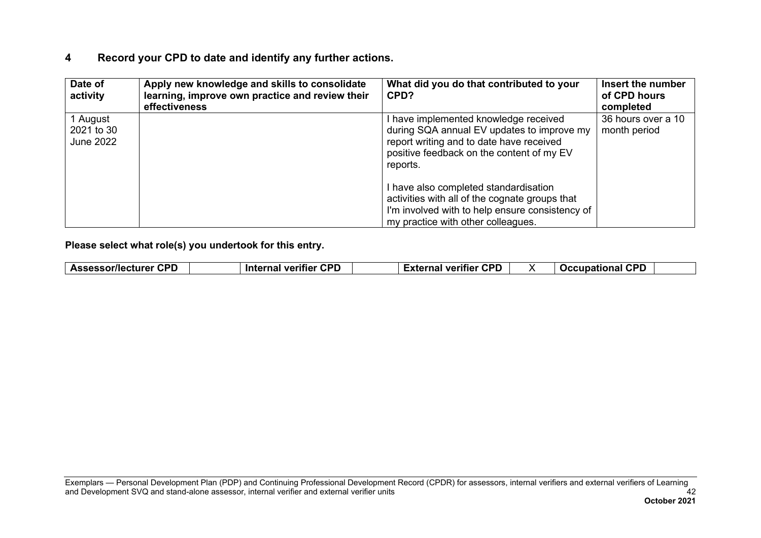## 4 Record your CPD to date and identify any further actions.

| Date of activity | Apply new knowledge and skills to consolidate learning, improve own practice and review their effectiveness | What did you do that contributed to your CPD? | Insert the number of CPD hours completed |
|---|---|---|---|
| 1 August 2021 to 30 June 2022 | | I have implemented knowledge received during SQA annual EV updates to improve my report writing and to date have received positive feedback on the content of my EV reports.<br><br>I have also completed standardisation activities with all of the cognate groups that I'm involved with to help ensure consistency of my practice with other colleagues. | 36 hours over a 10 month period |

**Please select what role(s) you undertook for this entry.**

| Assessor/lecturer CPD | | Internal verifier CPD | | External verifier CPD | X | Occupational CPD | |
|---|---|---|---|---|---|---|---|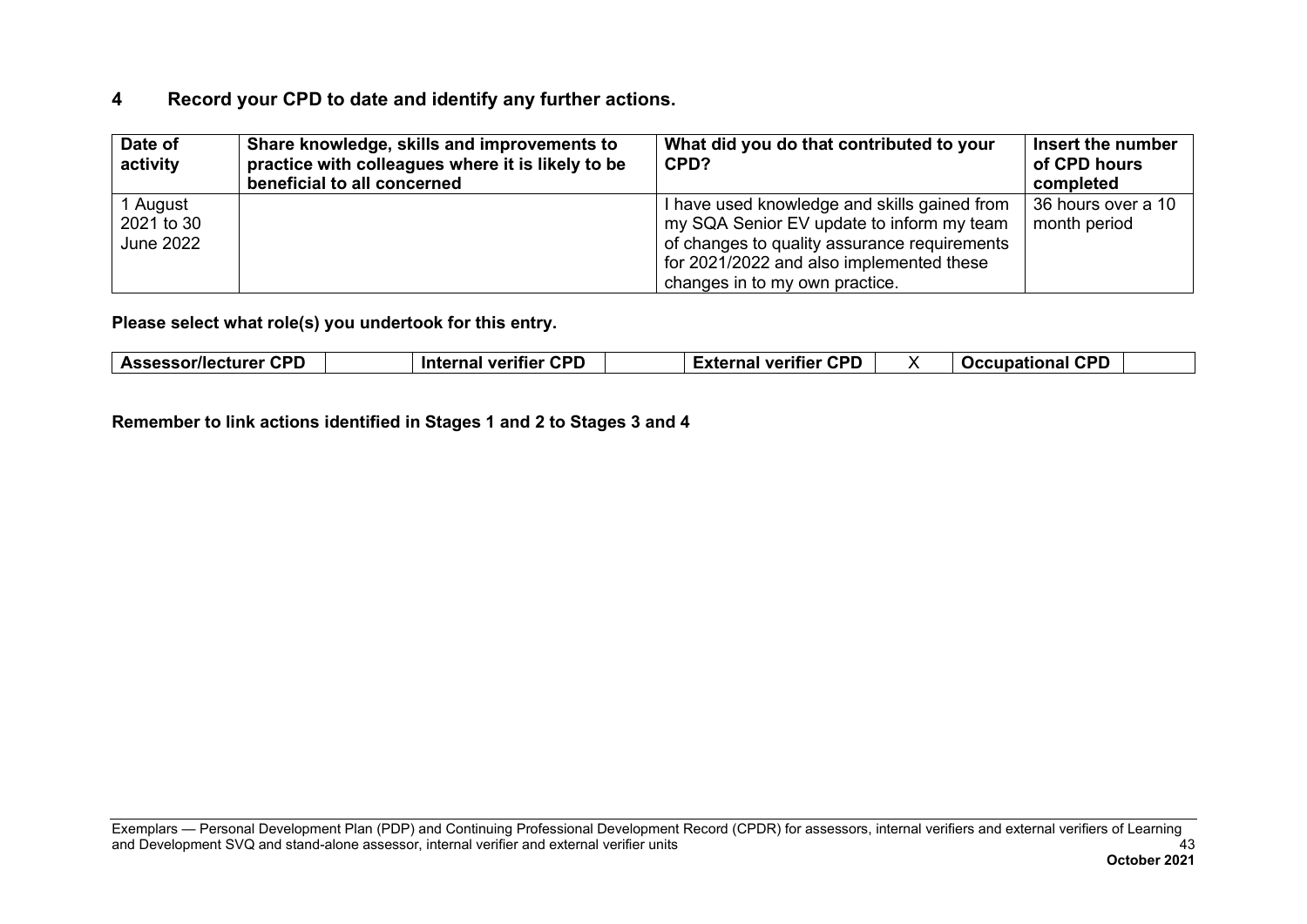## 4 Record your CPD to date and identify any further actions.

| Date of activity | Share knowledge, skills and improvements to practice with colleagues where it is likely to be beneficial to all concerned | What did you do that contributed to your CPD? | Insert the number of CPD hours completed |
|---|---|---|---|
| 1 August 2021 to 30 June 2022 | | I have used knowledge and skills gained from my SQA Senior EV update to inform my team of changes to quality assurance requirements for 2021/2022 and also implemented these changes in to my own practice. | 36 hours over a 10 month period |

**Please select what role(s) you undertook for this entry.**

| Assessor/lecturer CPD | | Internal verifier CPD | | External verifier CPD | X | Occupational CPD | |
|---|---|---|---|---|---|---|---|

**Remember to link actions identified in Stages 1 and 2 to Stages 3 and 4**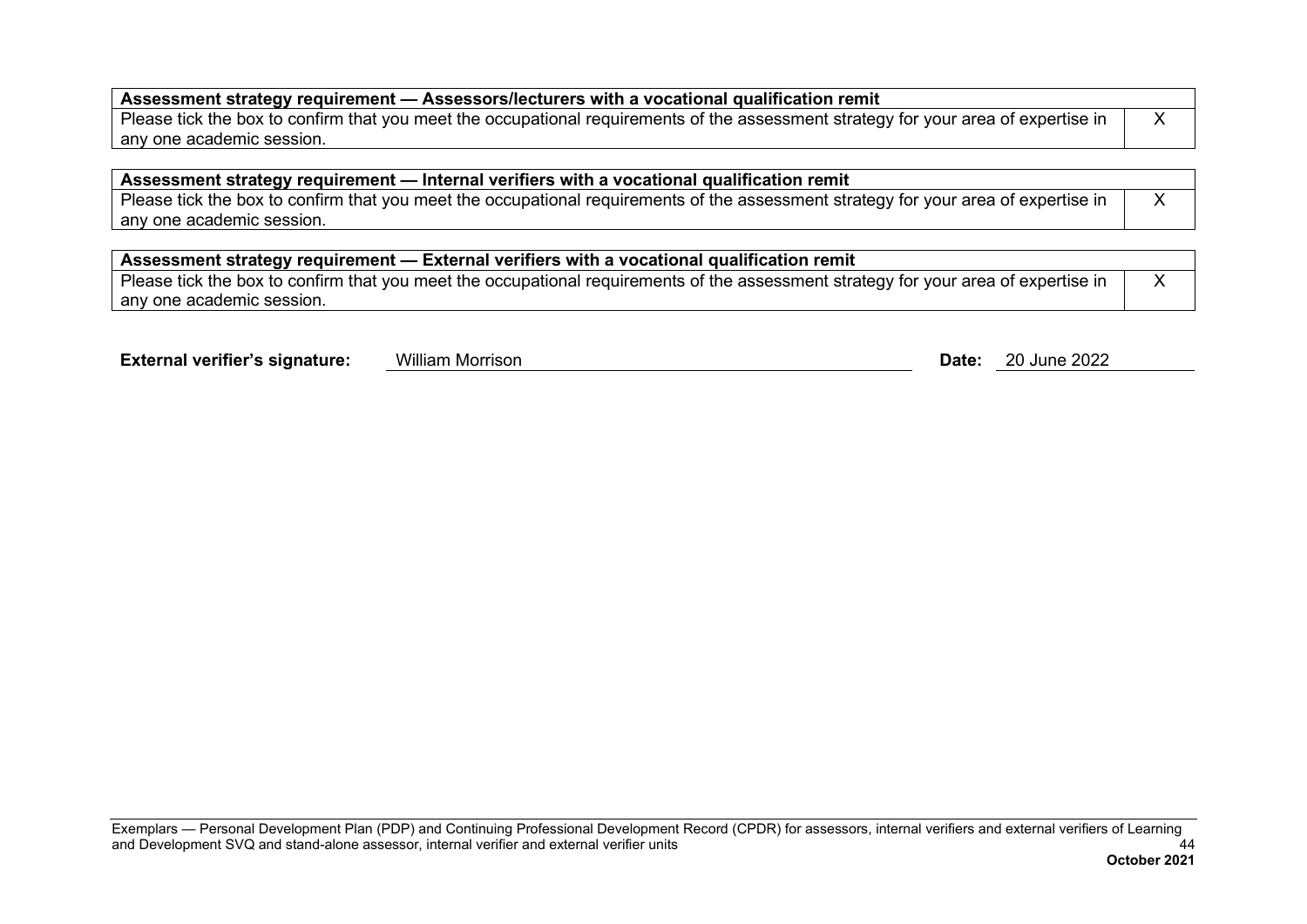| Assessment strategy requirement — Assessors/lecturers with a vocational qualification remit | |
|---|---|
| Please tick the box to confirm that you meet the occupational requirements of the assessment strategy for your area of expertise in any one academic session. | X |

| Assessment strategy requirement — Internal verifiers with a vocational qualification remit | |
|---|---|
| Please tick the box to confirm that you meet the occupational requirements of the assessment strategy for your area of expertise in any one academic session. | X |

| Assessment strategy requirement — External verifiers with a vocational qualification remit | |
|---|---|
| Please tick the box to confirm that you meet the occupational requirements of the assessment strategy for your area of expertise in any one academic session. | X |

**External verifier's signature:** William Morrison **Date:** 20 June 2022